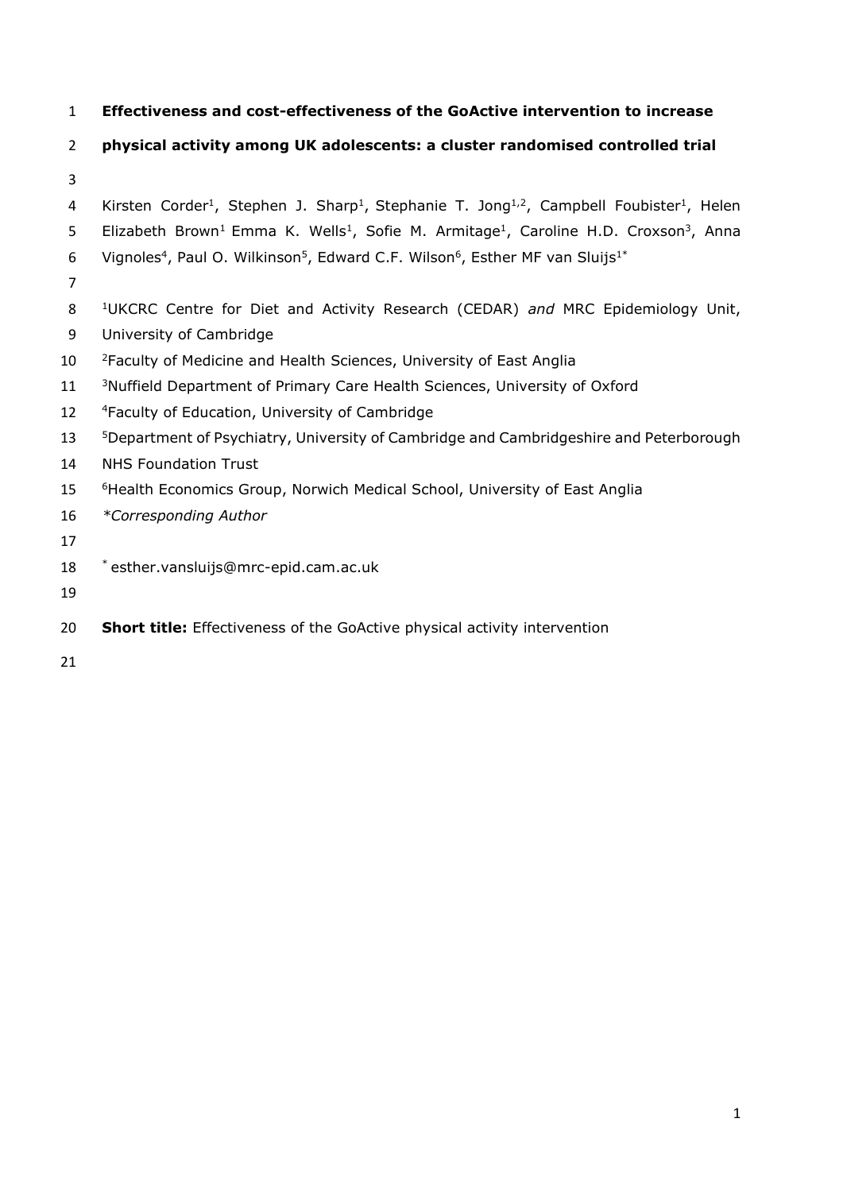# Effectiveness and cost-effectiveness of the GoActive intervention to increase physical activity among UK adolescents: a cluster randomised controlled trial

Kirsten Corder[1], Stephen J. Sharp[1], Stephanie T. Jong[1,2], Campbell Foubister[1], Helen Elizabeth Brown[1] Emma K. Wells[1], Sofie M. Armitage[1], Caroline H.D. Croxson[3], Anna Vignoles[4], Paul O. Wilkinson[5], Edward C.F. Wilson[6], Esther MF van Sluijs[1*]

[1]UKCRC Centre for Diet and Activity Research (CEDAR) *and* MRC Epidemiology Unit, University of Cambridge

[2]Faculty of Medicine and Health Sciences, University of East Anglia

[3]Nuffield Department of Primary Care Health Sciences, University of Oxford

[4]Faculty of Education, University of Cambridge

[5]Department of Psychiatry, University of Cambridge and Cambridgeshire and Peterborough NHS Foundation Trust

[6]Health Economics Group, Norwich Medical School, University of East Anglia

*\*Corresponding Author*

[*] esther.vansluijs@mrc-epid.cam.ac.uk

**Short title:** Effectiveness of the GoActive physical activity intervention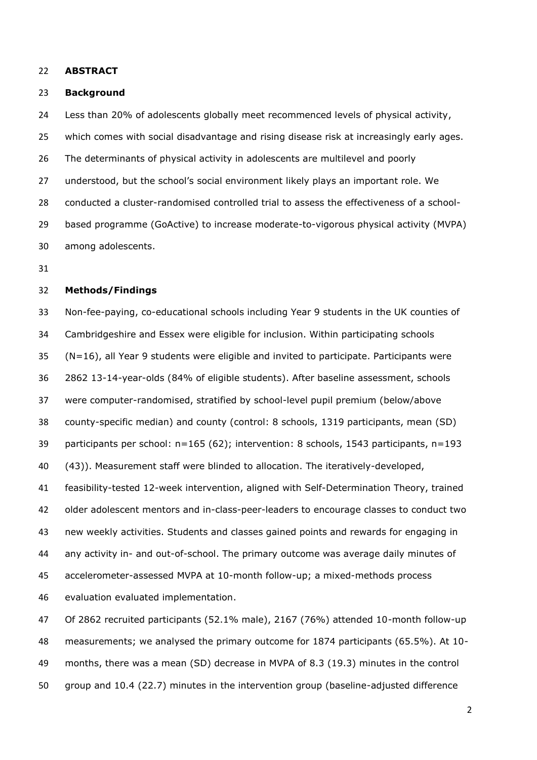## ABSTRACT

### Background

Less than 20% of adolescents globally meet recommenced levels of physical activity, which comes with social disadvantage and rising disease risk at increasingly early ages. The determinants of physical activity in adolescents are multilevel and poorly understood, but the school's social environment likely plays an important role. We conducted a cluster-randomised controlled trial to assess the effectiveness of a school-based programme (GoActive) to increase moderate-to-vigorous physical activity (MVPA) among adolescents.

### Methods/Findings

Non-fee-paying, co-educational schools including Year 9 students in the UK counties of Cambridgeshire and Essex were eligible for inclusion. Within participating schools (N=16), all Year 9 students were eligible and invited to participate. Participants were 2862 13-14-year-olds (84% of eligible students). After baseline assessment, schools were computer-randomised, stratified by school-level pupil premium (below/above county-specific median) and county (control: 8 schools, 1319 participants, mean (SD) participants per school: n=165 (62); intervention: 8 schools, 1543 participants, n=193 (43)). Measurement staff were blinded to allocation. The iteratively-developed, feasibility-tested 12-week intervention, aligned with Self-Determination Theory, trained older adolescent mentors and in-class-peer-leaders to encourage classes to conduct two new weekly activities. Students and classes gained points and rewards for engaging in any activity in- and out-of-school. The primary outcome was average daily minutes of accelerometer-assessed MVPA at 10-month follow-up; a mixed-methods process evaluation evaluated implementation.

Of 2862 recruited participants (52.1% male), 2167 (76%) attended 10-month follow-up measurements; we analysed the primary outcome for 1874 participants (65.5%). At 10-months, there was a mean (SD) decrease in MVPA of 8.3 (19.3) minutes in the control group and 10.4 (22.7) minutes in the intervention group (baseline-adjusted difference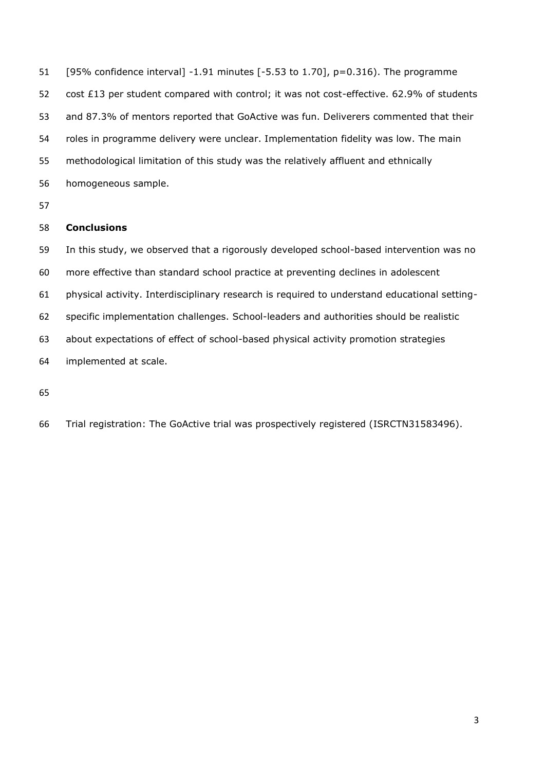[95% confidence interval] -1.91 minutes [-5.53 to 1.70], p=0.316). The programme cost £13 per student compared with control; it was not cost-effective. 62.9% of students and 87.3% of mentors reported that GoActive was fun. Deliverers commented that their roles in programme delivery were unclear. Implementation fidelity was low. The main methodological limitation of this study was the relatively affluent and ethnically homogeneous sample.

**Conclusions**

In this study, we observed that a rigorously developed school-based intervention was no more effective than standard school practice at preventing declines in adolescent physical activity. Interdisciplinary research is required to understand educational setting-specific implementation challenges. School-leaders and authorities should be realistic about expectations of effect of school-based physical activity promotion strategies implemented at scale.

Trial registration: The GoActive trial was prospectively registered (ISRCTN31583496).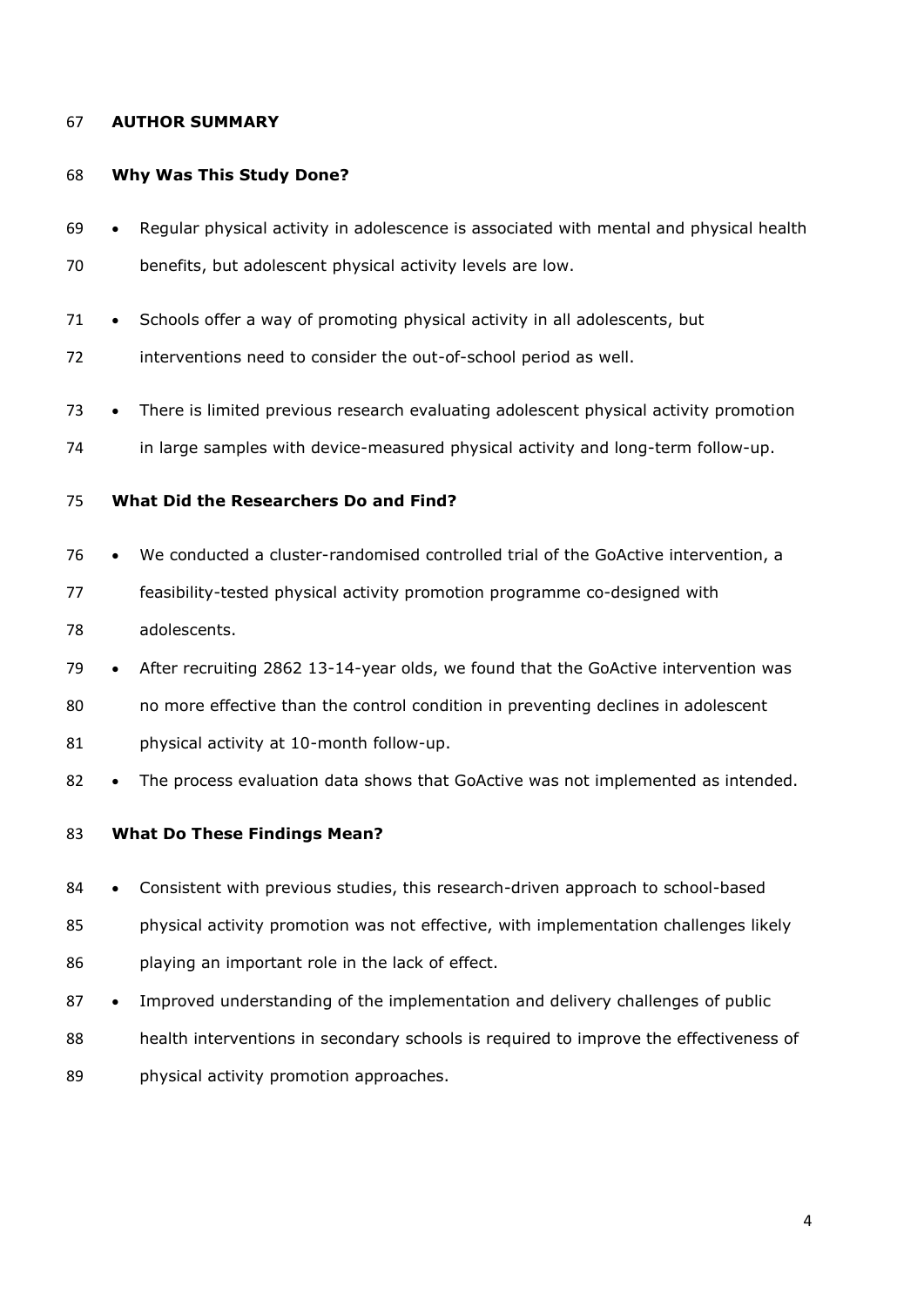## AUTHOR SUMMARY

### Why Was This Study Done?

- Regular physical activity in adolescence is associated with mental and physical health benefits, but adolescent physical activity levels are low.
- Schools offer a way of promoting physical activity in all adolescents, but interventions need to consider the out-of-school period as well.
- There is limited previous research evaluating adolescent physical activity promotion in large samples with device-measured physical activity and long-term follow-up.

### What Did the Researchers Do and Find?

- We conducted a cluster-randomised controlled trial of the GoActive intervention, a feasibility-tested physical activity promotion programme co-designed with adolescents.
- After recruiting 2862 13-14-year olds, we found that the GoActive intervention was no more effective than the control condition in preventing declines in adolescent physical activity at 10-month follow-up.
- The process evaluation data shows that GoActive was not implemented as intended.

### What Do These Findings Mean?

- Consistent with previous studies, this research-driven approach to school-based physical activity promotion was not effective, with implementation challenges likely playing an important role in the lack of effect.
- Improved understanding of the implementation and delivery challenges of public health interventions in secondary schools is required to improve the effectiveness of physical activity promotion approaches.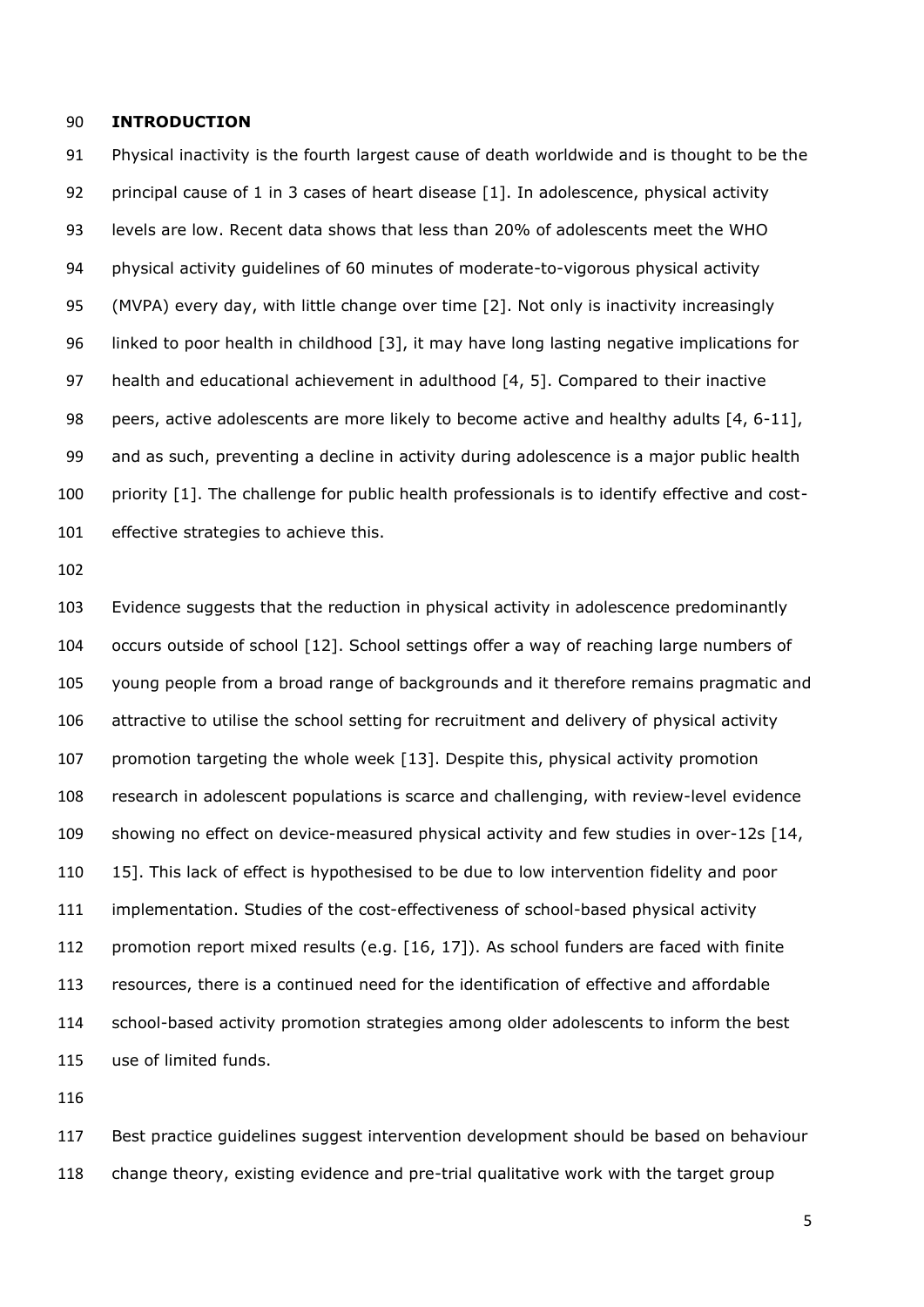## INTRODUCTION

Physical inactivity is the fourth largest cause of death worldwide and is thought to be the principal cause of 1 in 3 cases of heart disease [1]. In adolescence, physical activity levels are low. Recent data shows that less than 20% of adolescents meet the WHO physical activity guidelines of 60 minutes of moderate-to-vigorous physical activity (MVPA) every day, with little change over time [2]. Not only is inactivity increasingly linked to poor health in childhood [3], it may have long lasting negative implications for health and educational achievement in adulthood [4, 5]. Compared to their inactive peers, active adolescents are more likely to become active and healthy adults [4, 6-11], and as such, preventing a decline in activity during adolescence is a major public health priority [1]. The challenge for public health professionals is to identify effective and cost-effective strategies to achieve this.

Evidence suggests that the reduction in physical activity in adolescence predominantly occurs outside of school [12]. School settings offer a way of reaching large numbers of young people from a broad range of backgrounds and it therefore remains pragmatic and attractive to utilise the school setting for recruitment and delivery of physical activity promotion targeting the whole week [13]. Despite this, physical activity promotion research in adolescent populations is scarce and challenging, with review-level evidence showing no effect on device-measured physical activity and few studies in over-12s [14, 15]. This lack of effect is hypothesised to be due to low intervention fidelity and poor implementation. Studies of the cost-effectiveness of school-based physical activity promotion report mixed results (e.g. [16, 17]). As school funders are faced with finite resources, there is a continued need for the identification of effective and affordable school-based activity promotion strategies among older adolescents to inform the best use of limited funds.

Best practice guidelines suggest intervention development should be based on behaviour change theory, existing evidence and pre-trial qualitative work with the target group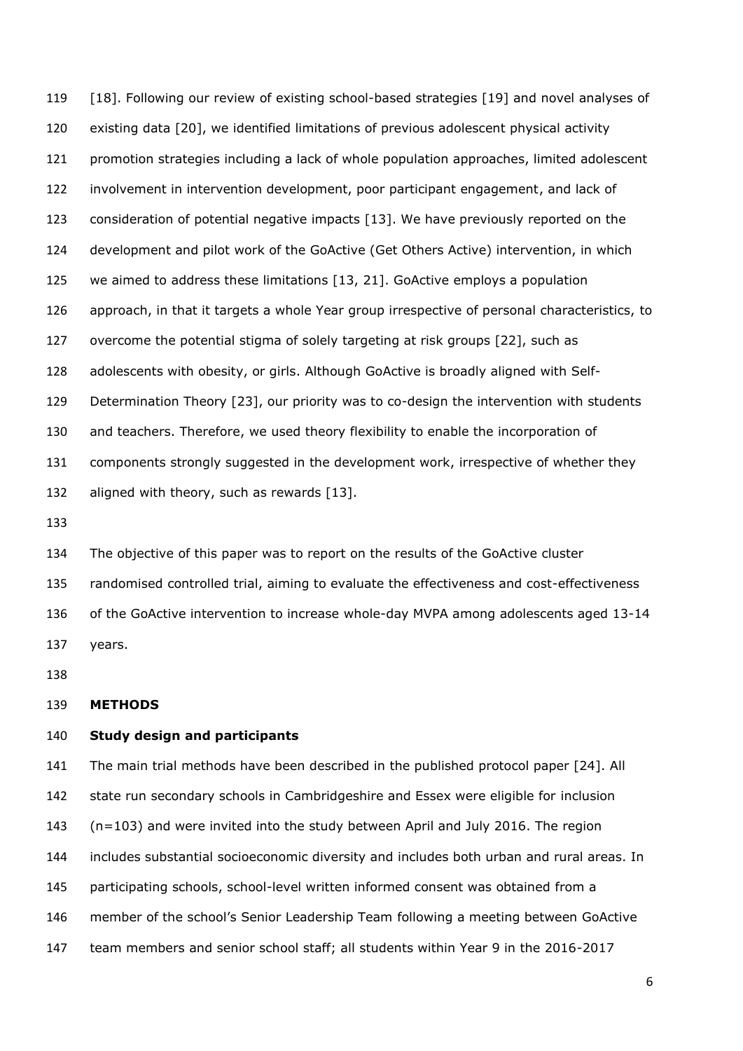[18]. Following our review of existing school-based strategies [19] and novel analyses of existing data [20], we identified limitations of previous adolescent physical activity promotion strategies including a lack of whole population approaches, limited adolescent involvement in intervention development, poor participant engagement, and lack of consideration of potential negative impacts [13]. We have previously reported on the development and pilot work of the GoActive (Get Others Active) intervention, in which we aimed to address these limitations [13, 21]. GoActive employs a population approach, in that it targets a whole Year group irrespective of personal characteristics, to overcome the potential stigma of solely targeting at risk groups [22], such as adolescents with obesity, or girls. Although GoActive is broadly aligned with Self-Determination Theory [23], our priority was to co-design the intervention with students and teachers. Therefore, we used theory flexibility to enable the incorporation of components strongly suggested in the development work, irrespective of whether they aligned with theory, such as rewards [13].

The objective of this paper was to report on the results of the GoActive cluster randomised controlled trial, aiming to evaluate the effectiveness and cost-effectiveness of the GoActive intervention to increase whole-day MVPA among adolescents aged 13-14 years.

## METHODS

### Study design and participants

The main trial methods have been described in the published protocol paper [24]. All state run secondary schools in Cambridgeshire and Essex were eligible for inclusion (n=103) and were invited into the study between April and July 2016. The region includes substantial socioeconomic diversity and includes both urban and rural areas. In participating schools, school-level written informed consent was obtained from a member of the school's Senior Leadership Team following a meeting between GoActive team members and senior school staff; all students within Year 9 in the 2016-2017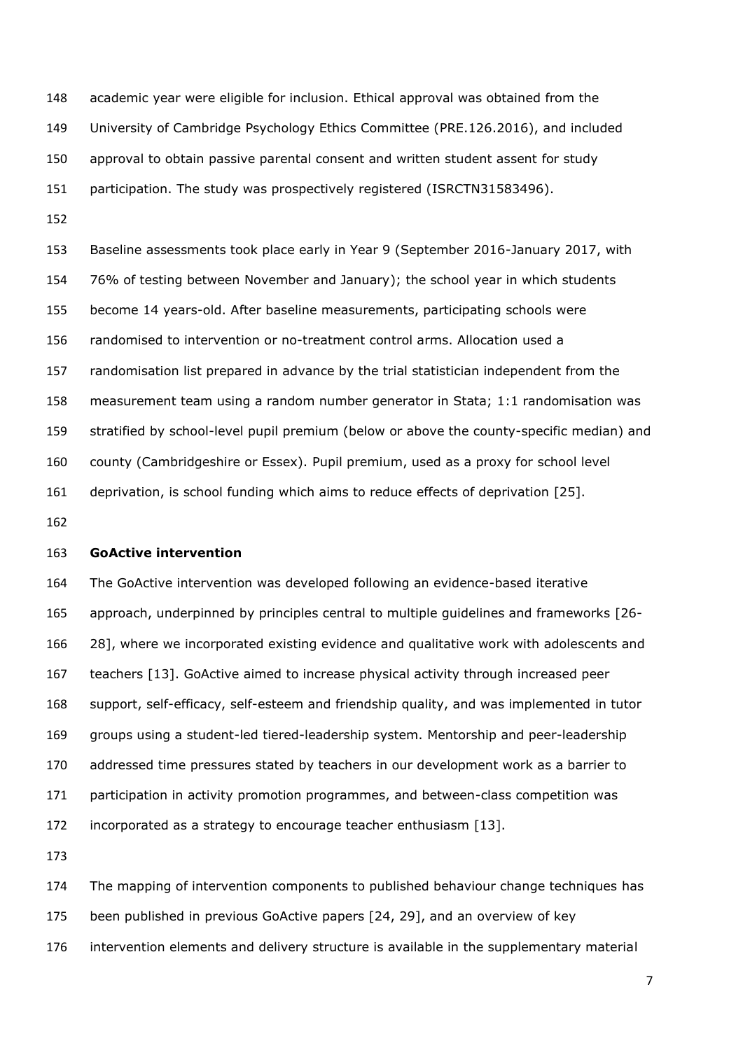academic year were eligible for inclusion. Ethical approval was obtained from the University of Cambridge Psychology Ethics Committee (PRE.126.2016), and included approval to obtain passive parental consent and written student assent for study participation. The study was prospectively registered (ISRCTN31583496).

Baseline assessments took place early in Year 9 (September 2016-January 2017, with 76% of testing between November and January); the school year in which students become 14 years-old. After baseline measurements, participating schools were randomised to intervention or no-treatment control arms. Allocation used a randomisation list prepared in advance by the trial statistician independent from the measurement team using a random number generator in Stata; 1:1 randomisation was stratified by school-level pupil premium (below or above the county-specific median) and county (Cambridgeshire or Essex). Pupil premium, used as a proxy for school level deprivation, is school funding which aims to reduce effects of deprivation [25].

**GoActive intervention**

The GoActive intervention was developed following an evidence-based iterative approach, underpinned by principles central to multiple guidelines and frameworks [26-28], where we incorporated existing evidence and qualitative work with adolescents and teachers [13]. GoActive aimed to increase physical activity through increased peer support, self-efficacy, self-esteem and friendship quality, and was implemented in tutor groups using a student-led tiered-leadership system. Mentorship and peer-leadership addressed time pressures stated by teachers in our development work as a barrier to participation in activity promotion programmes, and between-class competition was incorporated as a strategy to encourage teacher enthusiasm [13].

The mapping of intervention components to published behaviour change techniques has been published in previous GoActive papers [24, 29], and an overview of key intervention elements and delivery structure is available in the supplementary material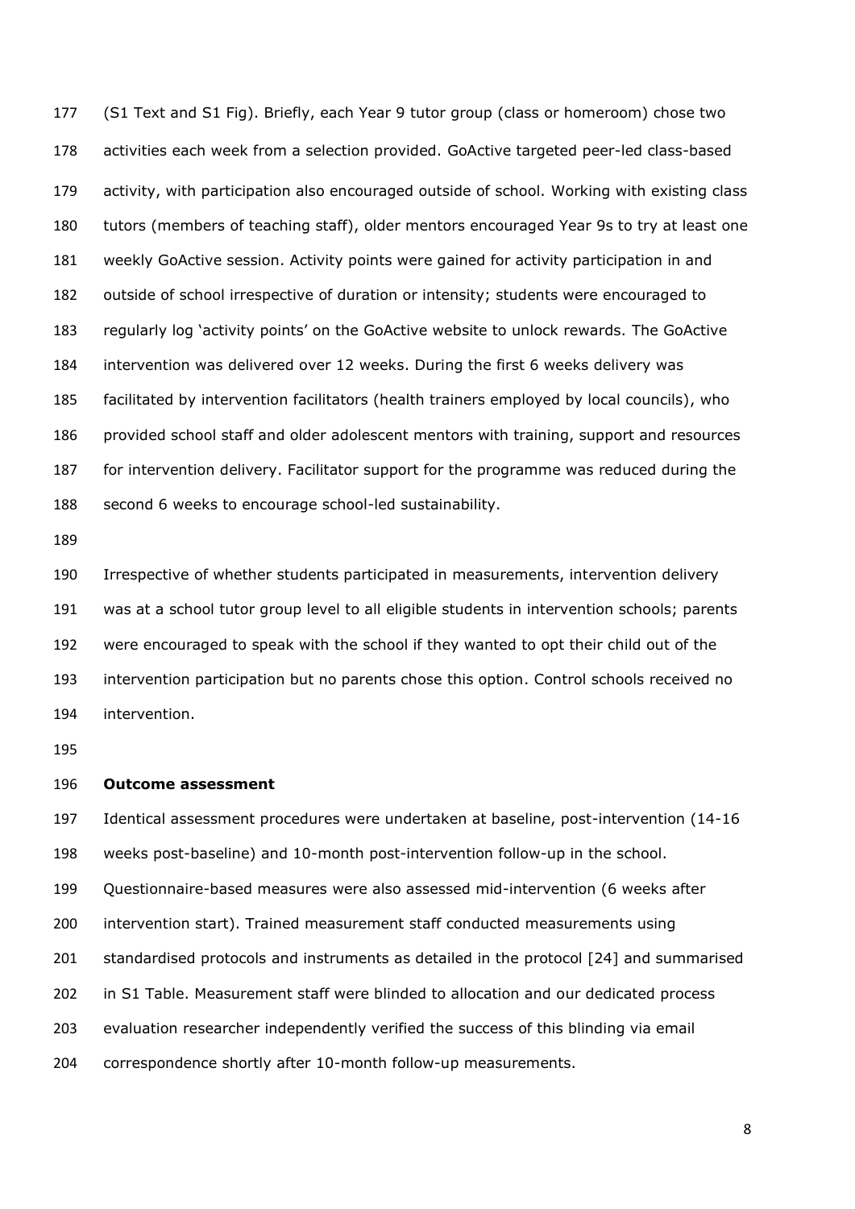(S1 Text and S1 Fig). Briefly, each Year 9 tutor group (class or homeroom) chose two activities each week from a selection provided. GoActive targeted peer-led class-based activity, with participation also encouraged outside of school. Working with existing class tutors (members of teaching staff), older mentors encouraged Year 9s to try at least one weekly GoActive session. Activity points were gained for activity participation in and outside of school irrespective of duration or intensity; students were encouraged to regularly log 'activity points' on the GoActive website to unlock rewards. The GoActive intervention was delivered over 12 weeks. During the first 6 weeks delivery was facilitated by intervention facilitators (health trainers employed by local councils), who provided school staff and older adolescent mentors with training, support and resources for intervention delivery. Facilitator support for the programme was reduced during the second 6 weeks to encourage school-led sustainability.

Irrespective of whether students participated in measurements, intervention delivery was at a school tutor group level to all eligible students in intervention schools; parents were encouraged to speak with the school if they wanted to opt their child out of the intervention participation but no parents chose this option. Control schools received no intervention.

**Outcome assessment**

Identical assessment procedures were undertaken at baseline, post-intervention (14-16 weeks post-baseline) and 10-month post-intervention follow-up in the school. Questionnaire-based measures were also assessed mid-intervention (6 weeks after intervention start). Trained measurement staff conducted measurements using standardised protocols and instruments as detailed in the protocol [24] and summarised in S1 Table. Measurement staff were blinded to allocation and our dedicated process evaluation researcher independently verified the success of this blinding via email correspondence shortly after 10-month follow-up measurements.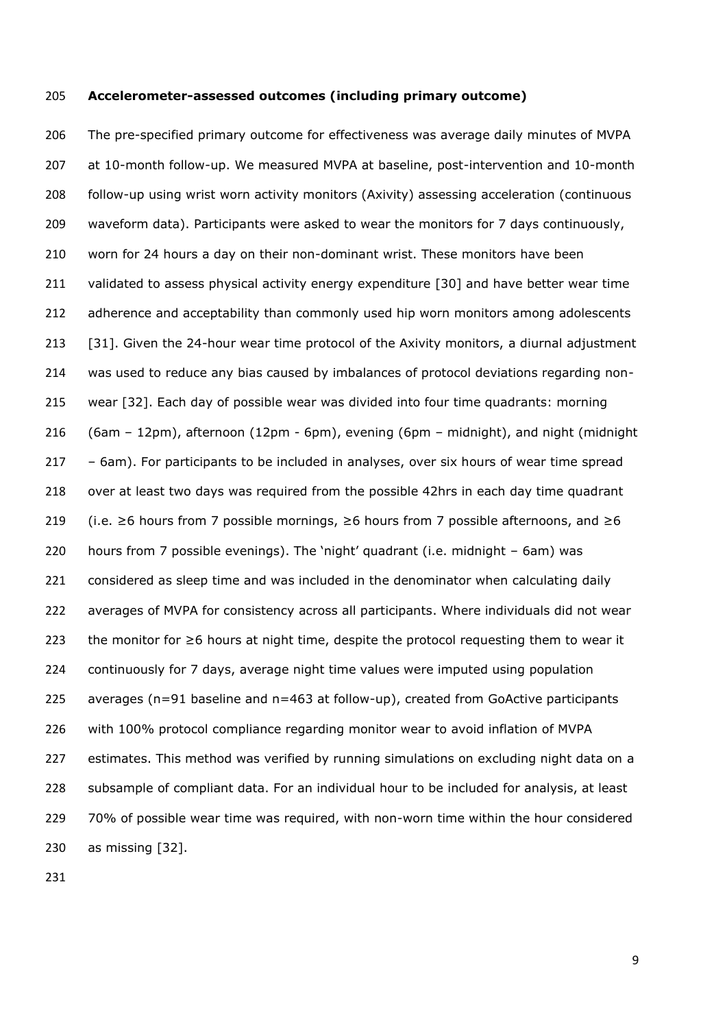**Accelerometer-assessed outcomes (including primary outcome)**

The pre-specified primary outcome for effectiveness was average daily minutes of MVPA at 10-month follow-up. We measured MVPA at baseline, post-intervention and 10-month follow-up using wrist worn activity monitors (Axivity) assessing acceleration (continuous waveform data). Participants were asked to wear the monitors for 7 days continuously, worn for 24 hours a day on their non-dominant wrist. These monitors have been validated to assess physical activity energy expenditure [30] and have better wear time adherence and acceptability than commonly used hip worn monitors among adolescents [31]. Given the 24-hour wear time protocol of the Axivity monitors, a diurnal adjustment was used to reduce any bias caused by imbalances of protocol deviations regarding non-wear [32]. Each day of possible wear was divided into four time quadrants: morning (6am – 12pm), afternoon (12pm - 6pm), evening (6pm – midnight), and night (midnight – 6am). For participants to be included in analyses, over six hours of wear time spread over at least two days was required from the possible 42hrs in each day time quadrant (i.e. ≥6 hours from 7 possible mornings, ≥6 hours from 7 possible afternoons, and ≥6 hours from 7 possible evenings). The 'night' quadrant (i.e. midnight – 6am) was considered as sleep time and was included in the denominator when calculating daily averages of MVPA for consistency across all participants. Where individuals did not wear the monitor for ≥6 hours at night time, despite the protocol requesting them to wear it continuously for 7 days, average night time values were imputed using population averages (n=91 baseline and n=463 at follow-up), created from GoActive participants with 100% protocol compliance regarding monitor wear to avoid inflation of MVPA estimates. This method was verified by running simulations on excluding night data on a subsample of compliant data. For an individual hour to be included for analysis, at least 70% of possible wear time was required, with non-worn time within the hour considered as missing [32].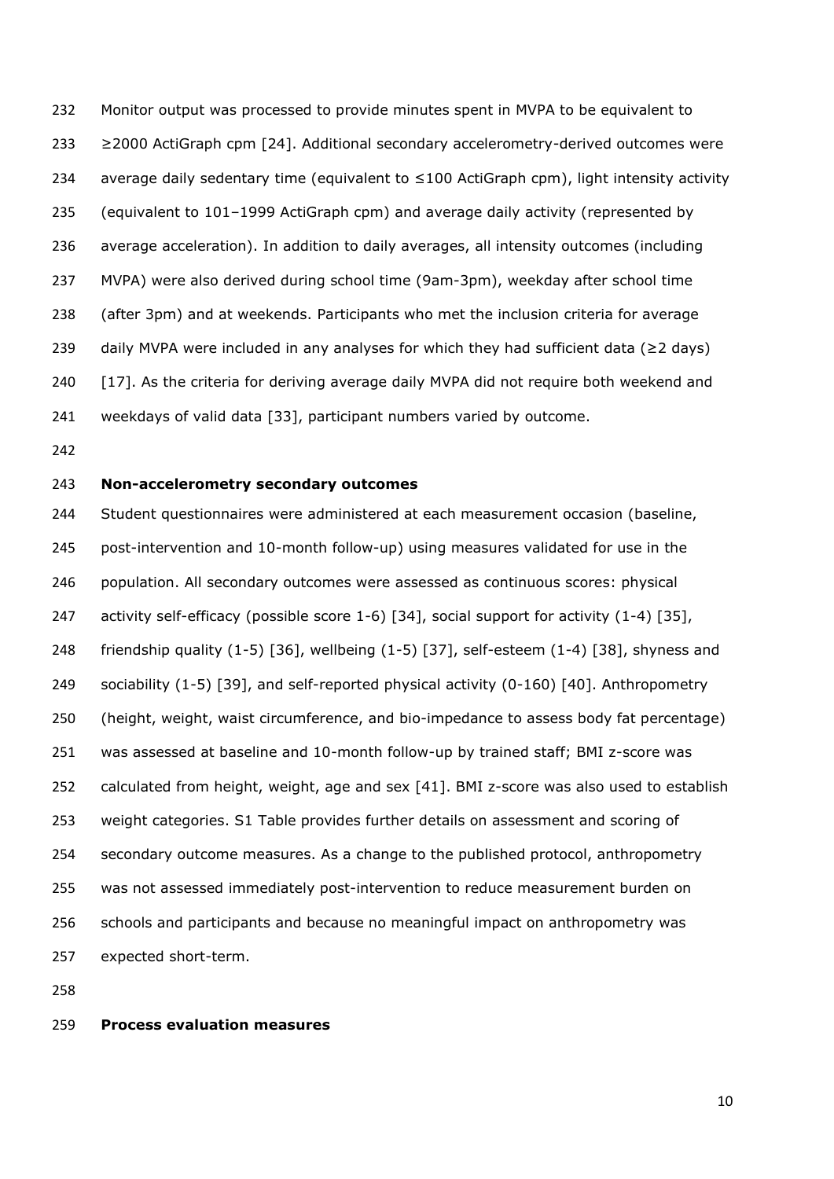Monitor output was processed to provide minutes spent in MVPA to be equivalent to ≥2000 ActiGraph cpm [24]. Additional secondary accelerometry-derived outcomes were average daily sedentary time (equivalent to ≤100 ActiGraph cpm), light intensity activity (equivalent to 101–1999 ActiGraph cpm) and average daily activity (represented by average acceleration). In addition to daily averages, all intensity outcomes (including MVPA) were also derived during school time (9am-3pm), weekday after school time (after 3pm) and at weekends. Participants who met the inclusion criteria for average daily MVPA were included in any analyses for which they had sufficient data (≥2 days) [17]. As the criteria for deriving average daily MVPA did not require both weekend and weekdays of valid data [33], participant numbers varied by outcome.

**Non-accelerometry secondary outcomes**

Student questionnaires were administered at each measurement occasion (baseline, post-intervention and 10-month follow-up) using measures validated for use in the population. All secondary outcomes were assessed as continuous scores: physical activity self-efficacy (possible score 1-6) [34], social support for activity (1-4) [35], friendship quality (1-5) [36], wellbeing (1-5) [37], self-esteem (1-4) [38], shyness and sociability (1-5) [39], and self-reported physical activity (0-160) [40]. Anthropometry (height, weight, waist circumference, and bio-impedance to assess body fat percentage) was assessed at baseline and 10-month follow-up by trained staff; BMI z-score was calculated from height, weight, age and sex [41]. BMI z-score was also used to establish weight categories. S1 Table provides further details on assessment and scoring of secondary outcome measures. As a change to the published protocol, anthropometry was not assessed immediately post-intervention to reduce measurement burden on schools and participants and because no meaningful impact on anthropometry was expected short-term.

**Process evaluation measures**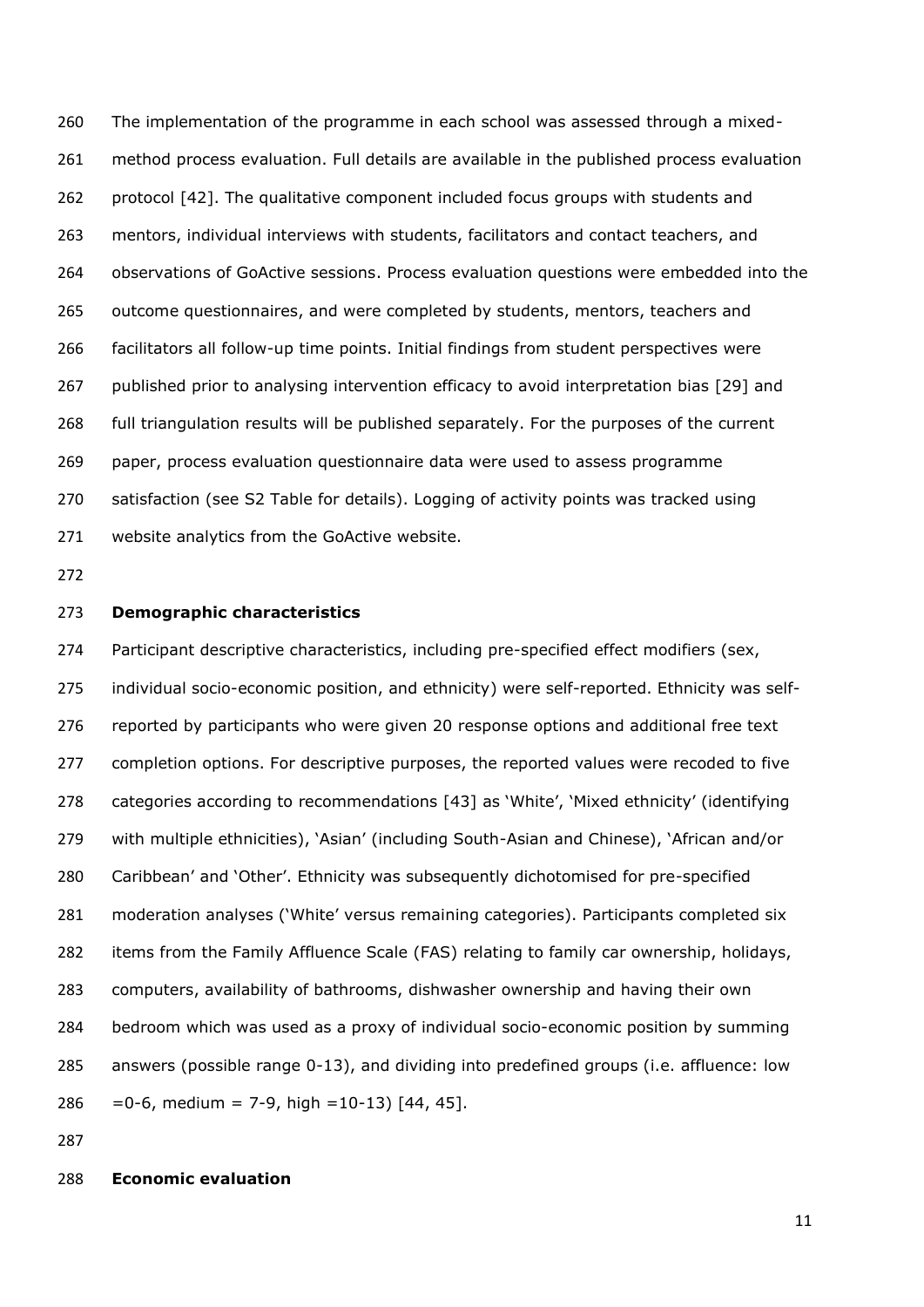The implementation of the programme in each school was assessed through a mixed-method process evaluation. Full details are available in the published process evaluation protocol [42]. The qualitative component included focus groups with students and mentors, individual interviews with students, facilitators and contact teachers, and observations of GoActive sessions. Process evaluation questions were embedded into the outcome questionnaires, and were completed by students, mentors, teachers and facilitators all follow-up time points. Initial findings from student perspectives were published prior to analysing intervention efficacy to avoid interpretation bias [29] and full triangulation results will be published separately. For the purposes of the current paper, process evaluation questionnaire data were used to assess programme satisfaction (see S2 Table for details). Logging of activity points was tracked using website analytics from the GoActive website.

**Demographic characteristics**

Participant descriptive characteristics, including pre-specified effect modifiers (sex, individual socio-economic position, and ethnicity) were self-reported. Ethnicity was self-reported by participants who were given 20 response options and additional free text completion options. For descriptive purposes, the reported values were recoded to five categories according to recommendations [43] as 'White', 'Mixed ethnicity' (identifying with multiple ethnicities), 'Asian' (including South-Asian and Chinese), 'African and/or Caribbean' and 'Other'. Ethnicity was subsequently dichotomised for pre-specified moderation analyses ('White' versus remaining categories). Participants completed six items from the Family Affluence Scale (FAS) relating to family car ownership, holidays, computers, availability of bathrooms, dishwasher ownership and having their own bedroom which was used as a proxy of individual socio-economic position by summing answers (possible range 0-13), and dividing into predefined groups (i.e. affluence: low =0-6, medium = 7-9, high =10-13) [44, 45].

**Economic evaluation**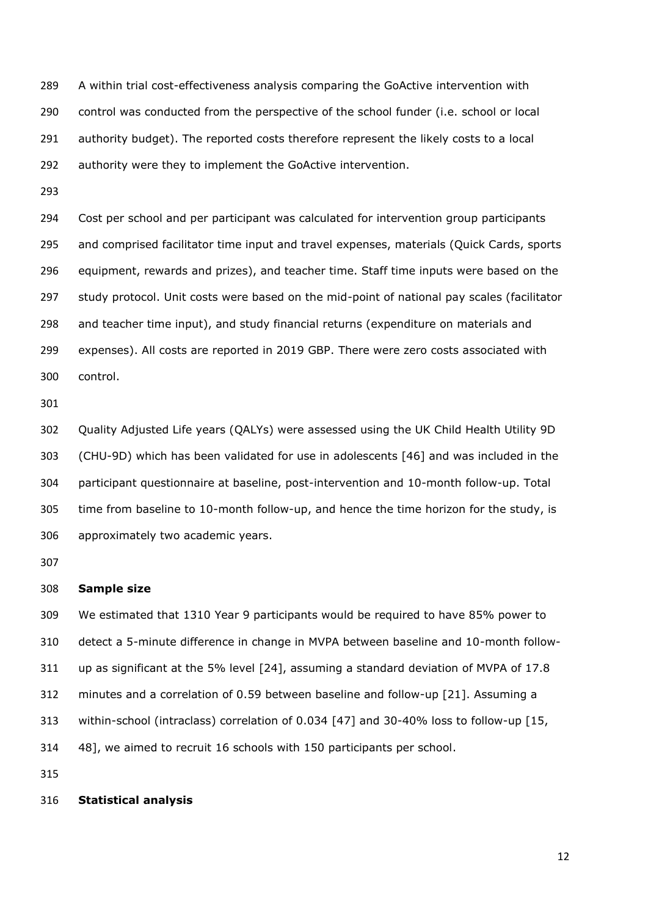A within trial cost-effectiveness analysis comparing the GoActive intervention with control was conducted from the perspective of the school funder (i.e. school or local authority budget). The reported costs therefore represent the likely costs to a local authority were they to implement the GoActive intervention.

Cost per school and per participant was calculated for intervention group participants and comprised facilitator time input and travel expenses, materials (Quick Cards, sports equipment, rewards and prizes), and teacher time. Staff time inputs were based on the study protocol. Unit costs were based on the mid-point of national pay scales (facilitator and teacher time input), and study financial returns (expenditure on materials and expenses). All costs are reported in 2019 GBP. There were zero costs associated with control.

Quality Adjusted Life years (QALYs) were assessed using the UK Child Health Utility 9D (CHU-9D) which has been validated for use in adolescents [46] and was included in the participant questionnaire at baseline, post-intervention and 10-month follow-up. Total time from baseline to 10-month follow-up, and hence the time horizon for the study, is approximately two academic years.

**Sample size**

We estimated that 1310 Year 9 participants would be required to have 85% power to detect a 5-minute difference in change in MVPA between baseline and 10-month follow-up as significant at the 5% level [24], assuming a standard deviation of MVPA of 17.8 minutes and a correlation of 0.59 between baseline and follow-up [21]. Assuming a within-school (intraclass) correlation of 0.034 [47] and 30-40% loss to follow-up [15, 48], we aimed to recruit 16 schools with 150 participants per school.

**Statistical analysis**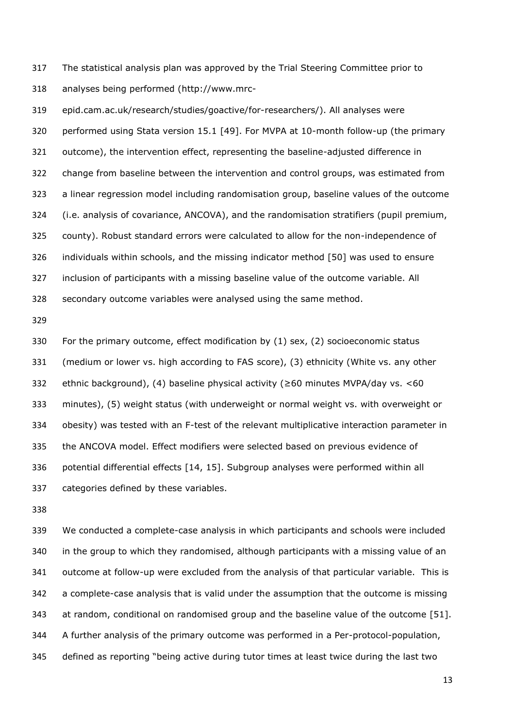The statistical analysis plan was approved by the Trial Steering Committee prior to analyses being performed (http://www.mrc-epid.cam.ac.uk/research/studies/goactive/for-researchers/). All analyses were performed using Stata version 15.1 [49]. For MVPA at 10-month follow-up (the primary outcome), the intervention effect, representing the baseline-adjusted difference in change from baseline between the intervention and control groups, was estimated from a linear regression model including randomisation group, baseline values of the outcome (i.e. analysis of covariance, ANCOVA), and the randomisation stratifiers (pupil premium, county). Robust standard errors were calculated to allow for the non-independence of individuals within schools, and the missing indicator method [50] was used to ensure inclusion of participants with a missing baseline value of the outcome variable. All secondary outcome variables were analysed using the same method.

For the primary outcome, effect modification by (1) sex, (2) socioeconomic status (medium or lower vs. high according to FAS score), (3) ethnicity (White vs. any other ethnic background), (4) baseline physical activity (≥60 minutes MVPA/day vs. <60 minutes), (5) weight status (with underweight or normal weight vs. with overweight or obesity) was tested with an F-test of the relevant multiplicative interaction parameter in the ANCOVA model. Effect modifiers were selected based on previous evidence of potential differential effects [14, 15]. Subgroup analyses were performed within all categories defined by these variables.

We conducted a complete-case analysis in which participants and schools were included in the group to which they randomised, although participants with a missing value of an outcome at follow-up were excluded from the analysis of that particular variable. This is a complete-case analysis that is valid under the assumption that the outcome is missing at random, conditional on randomised group and the baseline value of the outcome [51]. A further analysis of the primary outcome was performed in a Per-protocol-population, defined as reporting "being active during tutor times at least twice during the last two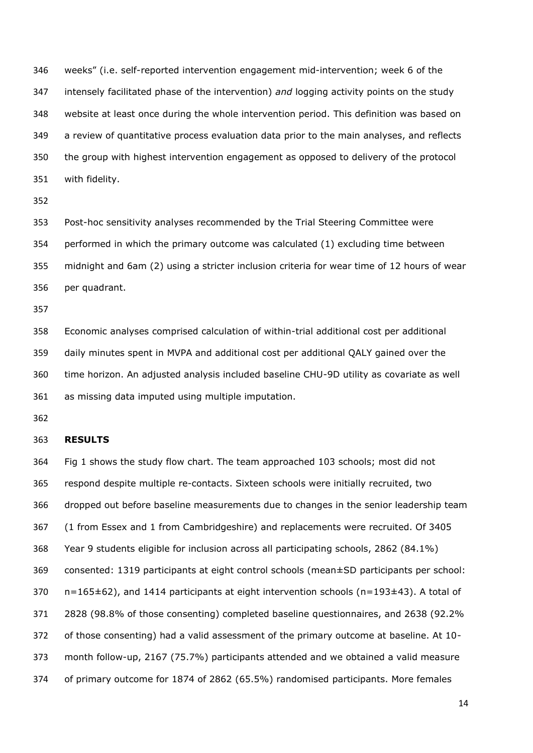weeks" (i.e. self-reported intervention engagement mid-intervention; week 6 of the intensely facilitated phase of the intervention) *and* logging activity points on the study website at least once during the whole intervention period. This definition was based on a review of quantitative process evaluation data prior to the main analyses, and reflects the group with highest intervention engagement as opposed to delivery of the protocol with fidelity.

Post-hoc sensitivity analyses recommended by the Trial Steering Committee were performed in which the primary outcome was calculated (1) excluding time between midnight and 6am (2) using a stricter inclusion criteria for wear time of 12 hours of wear per quadrant.

Economic analyses comprised calculation of within-trial additional cost per additional daily minutes spent in MVPA and additional cost per additional QALY gained over the time horizon. An adjusted analysis included baseline CHU-9D utility as covariate as well as missing data imputed using multiple imputation.

**RESULTS**

Fig 1 shows the study flow chart. The team approached 103 schools; most did not respond despite multiple re-contacts. Sixteen schools were initially recruited, two dropped out before baseline measurements due to changes in the senior leadership team (1 from Essex and 1 from Cambridgeshire) and replacements were recruited. Of 3405 Year 9 students eligible for inclusion across all participating schools, 2862 (84.1%) consented: 1319 participants at eight control schools (mean±SD participants per school: n=165±62), and 1414 participants at eight intervention schools (n=193±43). A total of 2828 (98.8% of those consenting) completed baseline questionnaires, and 2638 (92.2% of those consenting) had a valid assessment of the primary outcome at baseline. At 10-month follow-up, 2167 (75.7%) participants attended and we obtained a valid measure of primary outcome for 1874 of 2862 (65.5%) randomised participants. More females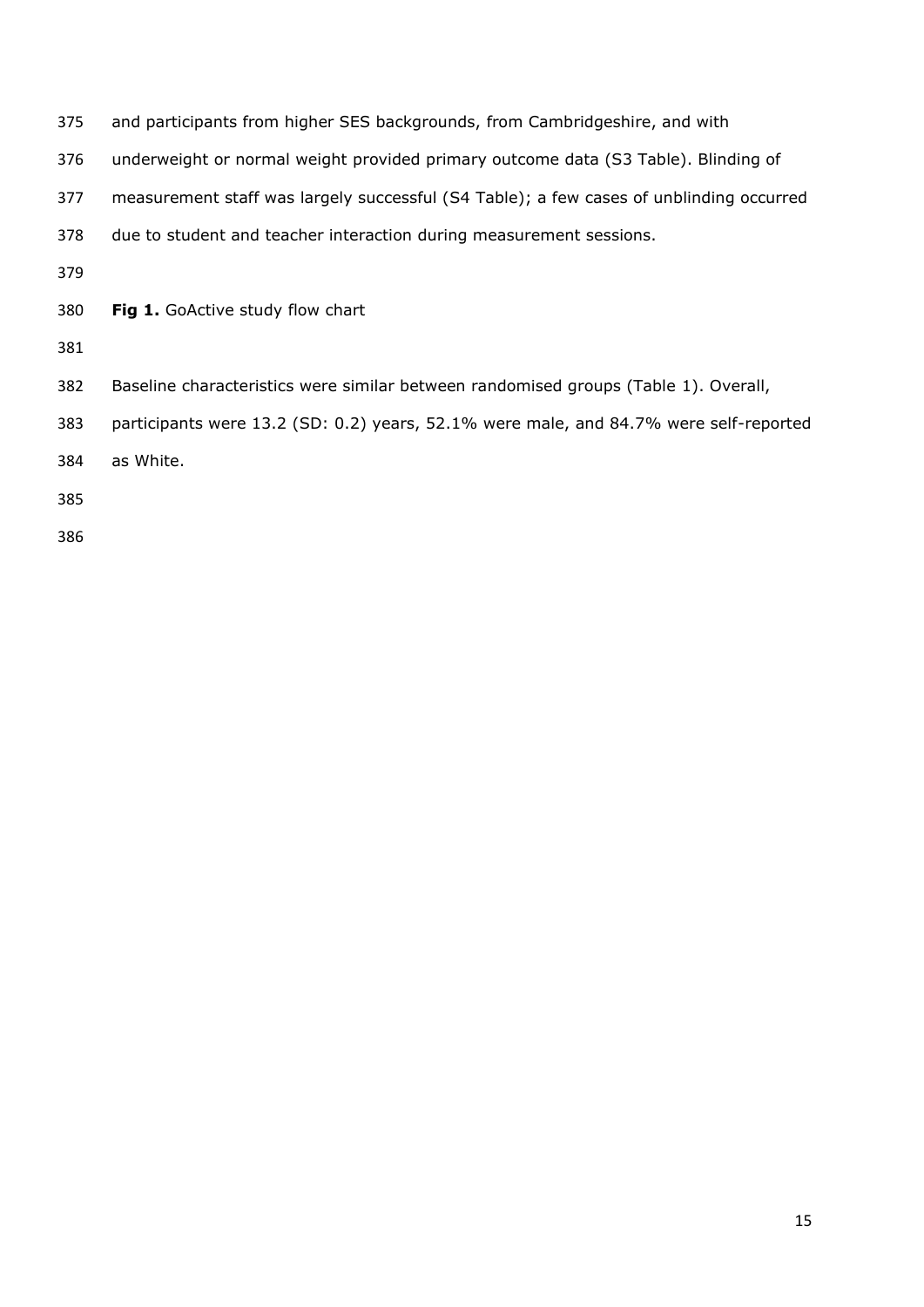and participants from higher SES backgrounds, from Cambridgeshire, and with underweight or normal weight provided primary outcome data (S3 Table). Blinding of measurement staff was largely successful (S4 Table); a few cases of unblinding occurred due to student and teacher interaction during measurement sessions.

**Fig 1.** GoActive study flow chart

Baseline characteristics were similar between randomised groups (Table 1). Overall, participants were 13.2 (SD: 0.2) years, 52.1% were male, and 84.7% were self-reported as White.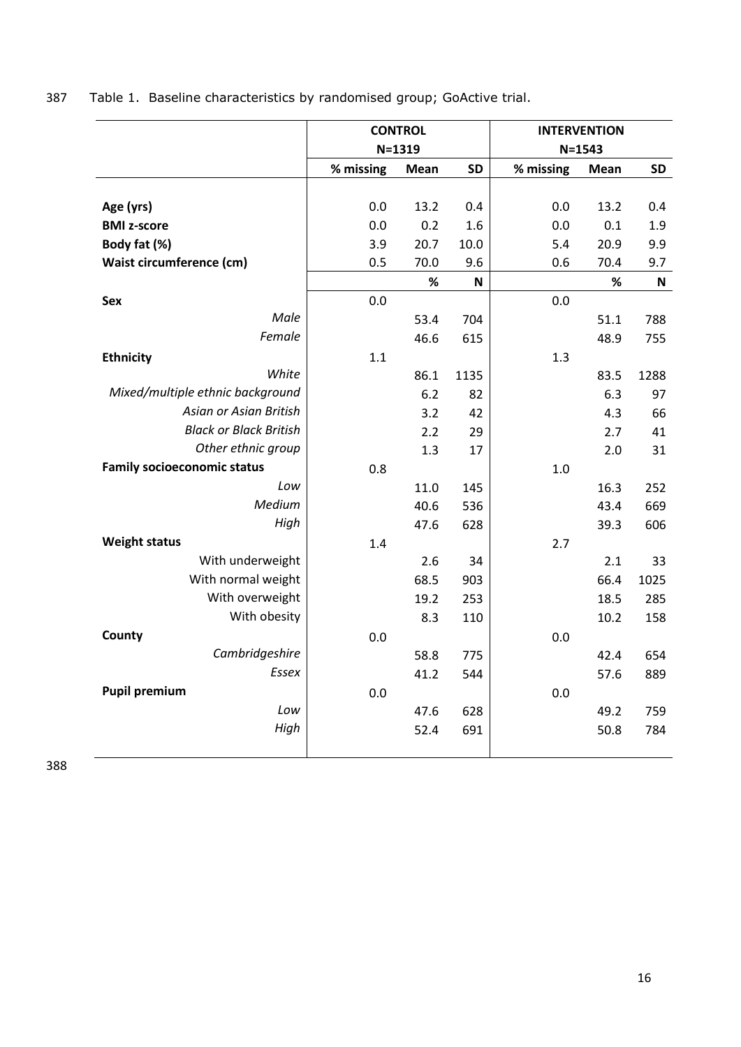Table 1. Baseline characteristics by randomised group; GoActive trial.

| | CONTROL N=1319 | | | INTERVENTION N=1543 | | |
|---|---|---|---|---|---|---|
| | % missing | Mean | SD | % missing | Mean | SD |
| **Age (yrs)** | 0.0 | 13.2 | 0.4 | 0.0 | 13.2 | 0.4 |
| **BMI z-score** | 0.0 | 0.2 | 1.6 | 0.0 | 0.1 | 1.9 |
| **Body fat (%)** | 3.9 | 20.7 | 10.0 | 5.4 | 20.9 | 9.9 |
| **Waist circumference (cm)** | 0.5 | 70.0 | 9.6 | 0.6 | 70.4 | 9.7 |
| | | **%** | **N** | | **%** | **N** |
| **Sex** | 0.0 | | | 0.0 | | |
| *Male* | | 53.4 | 704 | | 51.1 | 788 |
| *Female* | | 46.6 | 615 | | 48.9 | 755 |
| **Ethnicity** | 1.1 | | | 1.3 | | |
| *White* | | 86.1 | 1135 | | 83.5 | 1288 |
| *Mixed/multiple ethnic background* | | 6.2 | 82 | | 6.3 | 97 |
| *Asian or Asian British* | | 3.2 | 42 | | 4.3 | 66 |
| *Black or Black British* | | 2.2 | 29 | | 2.7 | 41 |
| *Other ethnic group* | | 1.3 | 17 | | 2.0 | 31 |
| **Family socioeconomic status** | 0.8 | | | 1.0 | | |
| *Low* | | 11.0 | 145 | | 16.3 | 252 |
| *Medium* | | 40.6 | 536 | | 43.4 | 669 |
| *High* | | 47.6 | 628 | | 39.3 | 606 |
| **Weight status** | 1.4 | | | 2.7 | | |
| With underweight | | 2.6 | 34 | | 2.1 | 33 |
| With normal weight | | 68.5 | 903 | | 66.4 | 1025 |
| With overweight | | 19.2 | 253 | | 18.5 | 285 |
| With obesity | | 8.3 | 110 | | 10.2 | 158 |
| **County** | 0.0 | | | 0.0 | | |
| *Cambridgeshire* | | 58.8 | 775 | | 42.4 | 654 |
| *Essex* | | 41.2 | 544 | | 57.6 | 889 |
| **Pupil premium** | 0.0 | | | 0.0 | | |
| *Low* | | 47.6 | 628 | | 49.2 | 759 |
| *High* | | 52.4 | 691 | | 50.8 | 784 |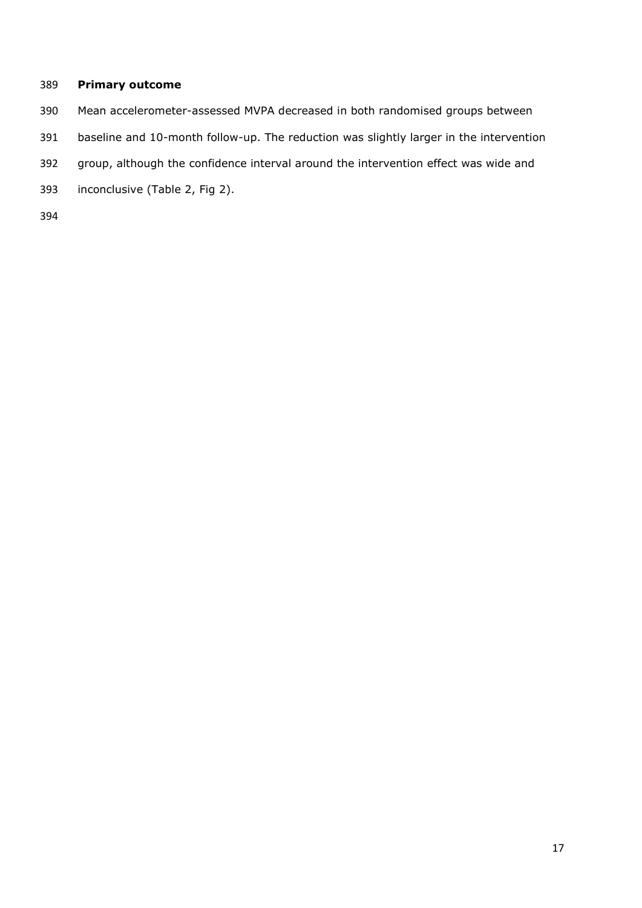## Primary outcome

Mean accelerometer-assessed MVPA decreased in both randomised groups between baseline and 10-month follow-up. The reduction was slightly larger in the intervention group, although the confidence interval around the intervention effect was wide and inconclusive (Table 2, Fig 2).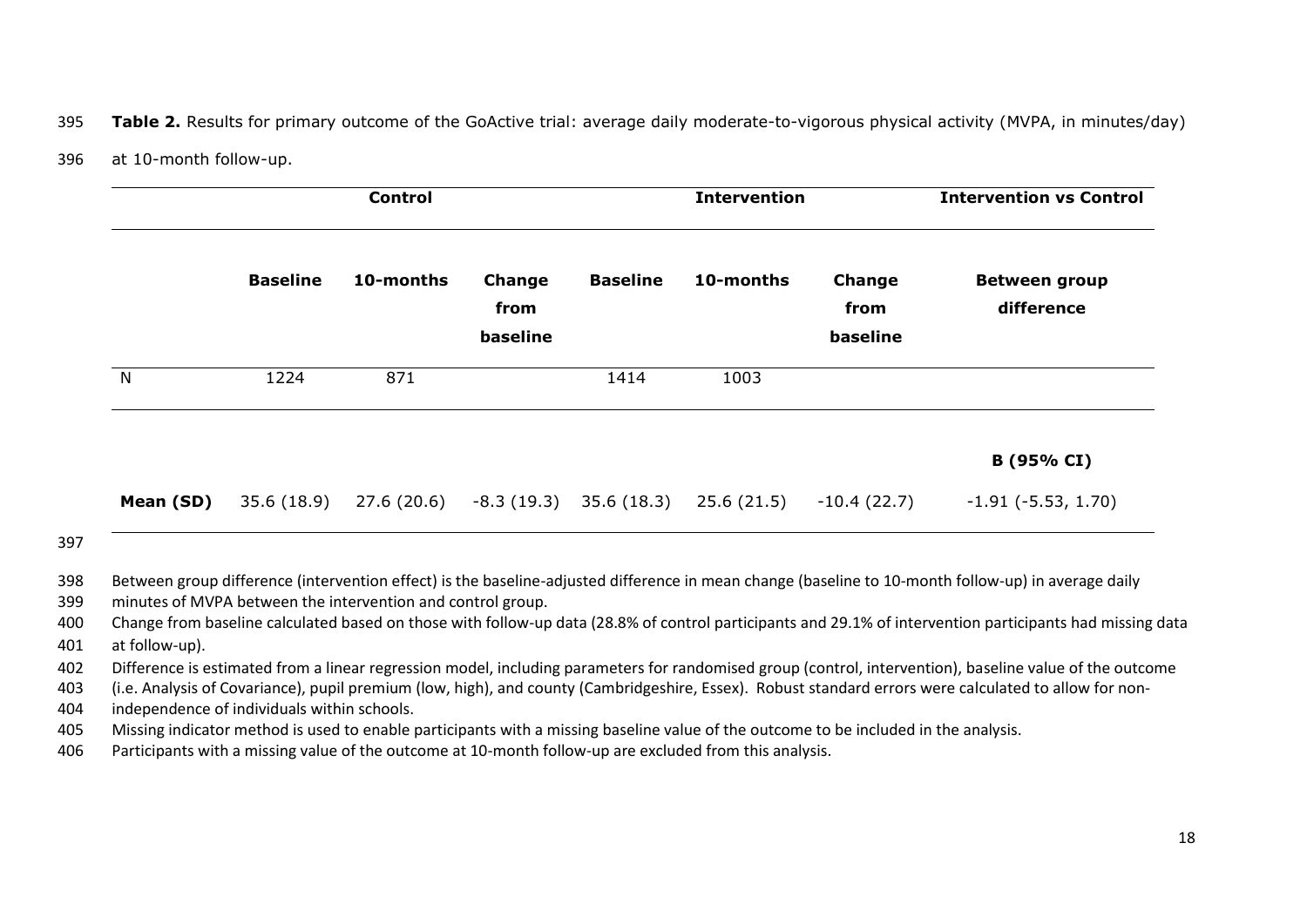**Table 2.** Results for primary outcome of the GoActive trial: average daily moderate-to-vigorous physical activity (MVPA, in minutes/day) at 10-month follow-up.

| | Control | | | Intervention | | | Intervention vs Control |
|---|---|---|---|---|---|---|---|
| | **Baseline** | **10-months** | **Change from baseline** | **Baseline** | **10-months** | **Change from baseline** | **Between group difference** |
| N | 1224 | 871 | | 1414 | 1003 | | |
| | | | | | | | **B (95% CI)** |
| **Mean (SD)** | 35.6 (18.9) | 27.6 (20.6) | -8.3 (19.3) | 35.6 (18.3) | 25.6 (21.5) | -10.4 (22.7) | -1.91 (-5.53, 1.70) |

Between group difference (intervention effect) is the baseline-adjusted difference in mean change (baseline to 10-month follow-up) in average daily minutes of MVPA between the intervention and control group.

Change from baseline calculated based on those with follow-up data (28.8% of control participants and 29.1% of intervention participants had missing data at follow-up).

Difference is estimated from a linear regression model, including parameters for randomised group (control, intervention), baseline value of the outcome (i.e. Analysis of Covariance), pupil premium (low, high), and county (Cambridgeshire, Essex). Robust standard errors were calculated to allow for non-independence of individuals within schools.

Missing indicator method is used to enable participants with a missing baseline value of the outcome to be included in the analysis.

Participants with a missing value of the outcome at 10-month follow-up are excluded from this analysis.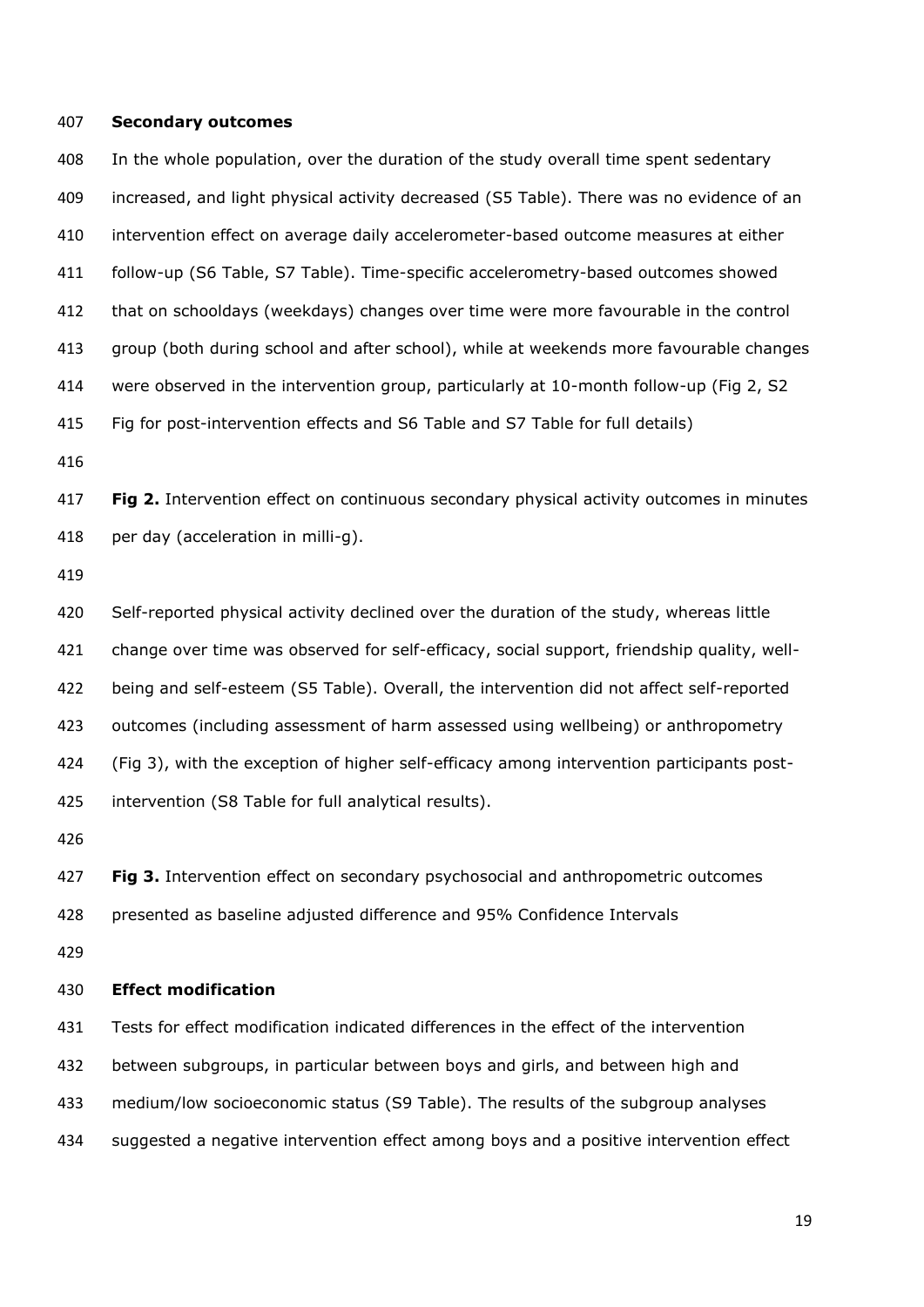## Secondary outcomes

In the whole population, over the duration of the study overall time spent sedentary increased, and light physical activity decreased (S5 Table). There was no evidence of an intervention effect on average daily accelerometer-based outcome measures at either follow-up (S6 Table, S7 Table). Time-specific accelerometry-based outcomes showed that on schooldays (weekdays) changes over time were more favourable in the control group (both during school and after school), while at weekends more favourable changes were observed in the intervention group, particularly at 10-month follow-up (Fig 2, S2 Fig for post-intervention effects and S6 Table and S7 Table for full details)

**Fig 2.** Intervention effect on continuous secondary physical activity outcomes in minutes per day (acceleration in milli-g).

Self-reported physical activity declined over the duration of the study, whereas little change over time was observed for self-efficacy, social support, friendship quality, well-being and self-esteem (S5 Table). Overall, the intervention did not affect self-reported outcomes (including assessment of harm assessed using wellbeing) or anthropometry (Fig 3), with the exception of higher self-efficacy among intervention participants post-intervention (S8 Table for full analytical results).

**Fig 3.** Intervention effect on secondary psychosocial and anthropometric outcomes presented as baseline adjusted difference and 95% Confidence Intervals

## Effect modification

Tests for effect modification indicated differences in the effect of the intervention between subgroups, in particular between boys and girls, and between high and medium/low socioeconomic status (S9 Table). The results of the subgroup analyses suggested a negative intervention effect among boys and a positive intervention effect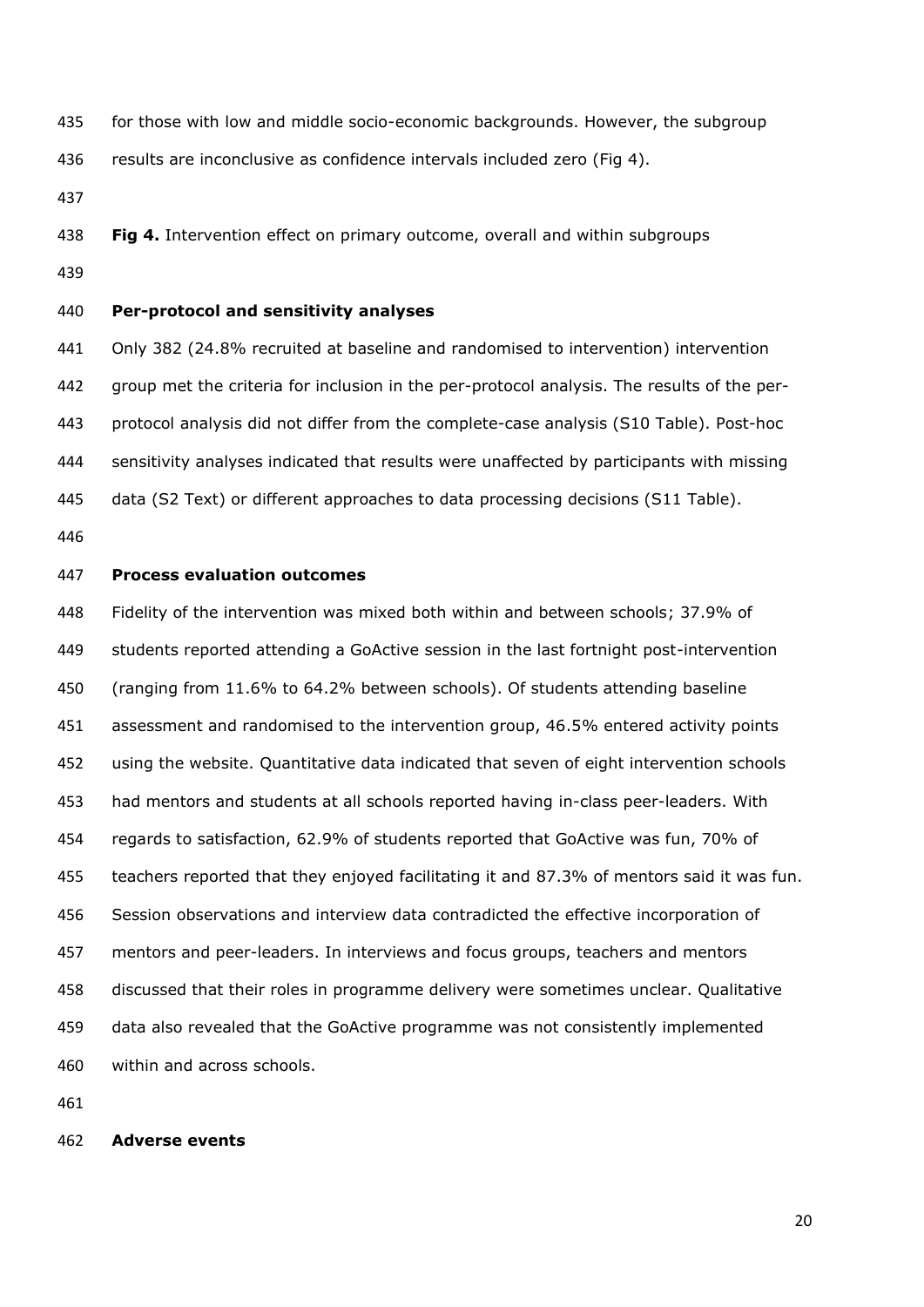for those with low and middle socio-economic backgrounds. However, the subgroup results are inconclusive as confidence intervals included zero (Fig 4).

**Fig 4.** Intervention effect on primary outcome, overall and within subgroups

**Per-protocol and sensitivity analyses**

Only 382 (24.8% recruited at baseline and randomised to intervention) intervention group met the criteria for inclusion in the per-protocol analysis. The results of the per-protocol analysis did not differ from the complete-case analysis (S10 Table). Post-hoc sensitivity analyses indicated that results were unaffected by participants with missing data (S2 Text) or different approaches to data processing decisions (S11 Table).

**Process evaluation outcomes**

Fidelity of the intervention was mixed both within and between schools; 37.9% of students reported attending a GoActive session in the last fortnight post-intervention (ranging from 11.6% to 64.2% between schools). Of students attending baseline assessment and randomised to the intervention group, 46.5% entered activity points using the website. Quantitative data indicated that seven of eight intervention schools had mentors and students at all schools reported having in-class peer-leaders. With regards to satisfaction, 62.9% of students reported that GoActive was fun, 70% of teachers reported that they enjoyed facilitating it and 87.3% of mentors said it was fun. Session observations and interview data contradicted the effective incorporation of mentors and peer-leaders. In interviews and focus groups, teachers and mentors discussed that their roles in programme delivery were sometimes unclear. Qualitative data also revealed that the GoActive programme was not consistently implemented within and across schools.

**Adverse events**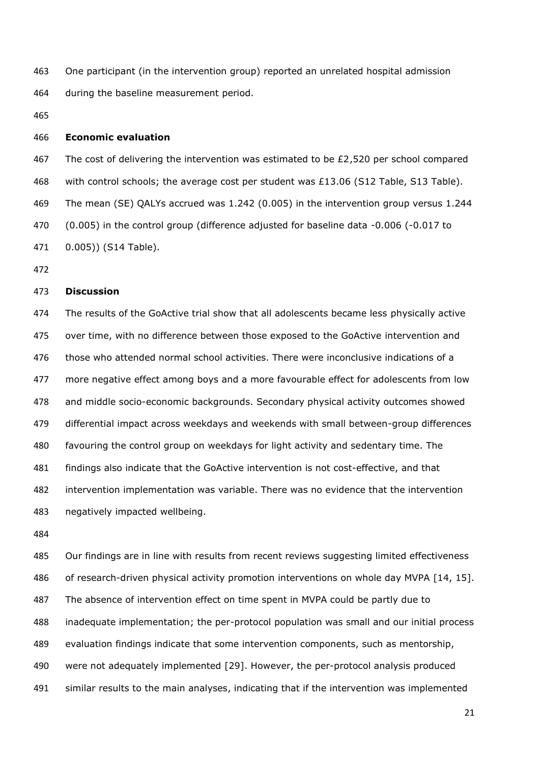One participant (in the intervention group) reported an unrelated hospital admission during the baseline measurement period.

## Economic evaluation

The cost of delivering the intervention was estimated to be £2,520 per school compared with control schools; the average cost per student was £13.06 (S12 Table, S13 Table). The mean (SE) QALYs accrued was 1.242 (0.005) in the intervention group versus 1.244 (0.005) in the control group (difference adjusted for baseline data -0.006 (-0.017 to 0.005)) (S14 Table).

## Discussion

The results of the GoActive trial show that all adolescents became less physically active over time, with no difference between those exposed to the GoActive intervention and those who attended normal school activities. There were inconclusive indications of a more negative effect among boys and a more favourable effect for adolescents from low and middle socio-economic backgrounds. Secondary physical activity outcomes showed differential impact across weekdays and weekends with small between-group differences favouring the control group on weekdays for light activity and sedentary time. The findings also indicate that the GoActive intervention is not cost-effective, and that intervention implementation was variable. There was no evidence that the intervention negatively impacted wellbeing.

Our findings are in line with results from recent reviews suggesting limited effectiveness of research-driven physical activity promotion interventions on whole day MVPA [14, 15]. The absence of intervention effect on time spent in MVPA could be partly due to inadequate implementation; the per-protocol population was small and our initial process evaluation findings indicate that some intervention components, such as mentorship, were not adequately implemented [29]. However, the per-protocol analysis produced similar results to the main analyses, indicating that if the intervention was implemented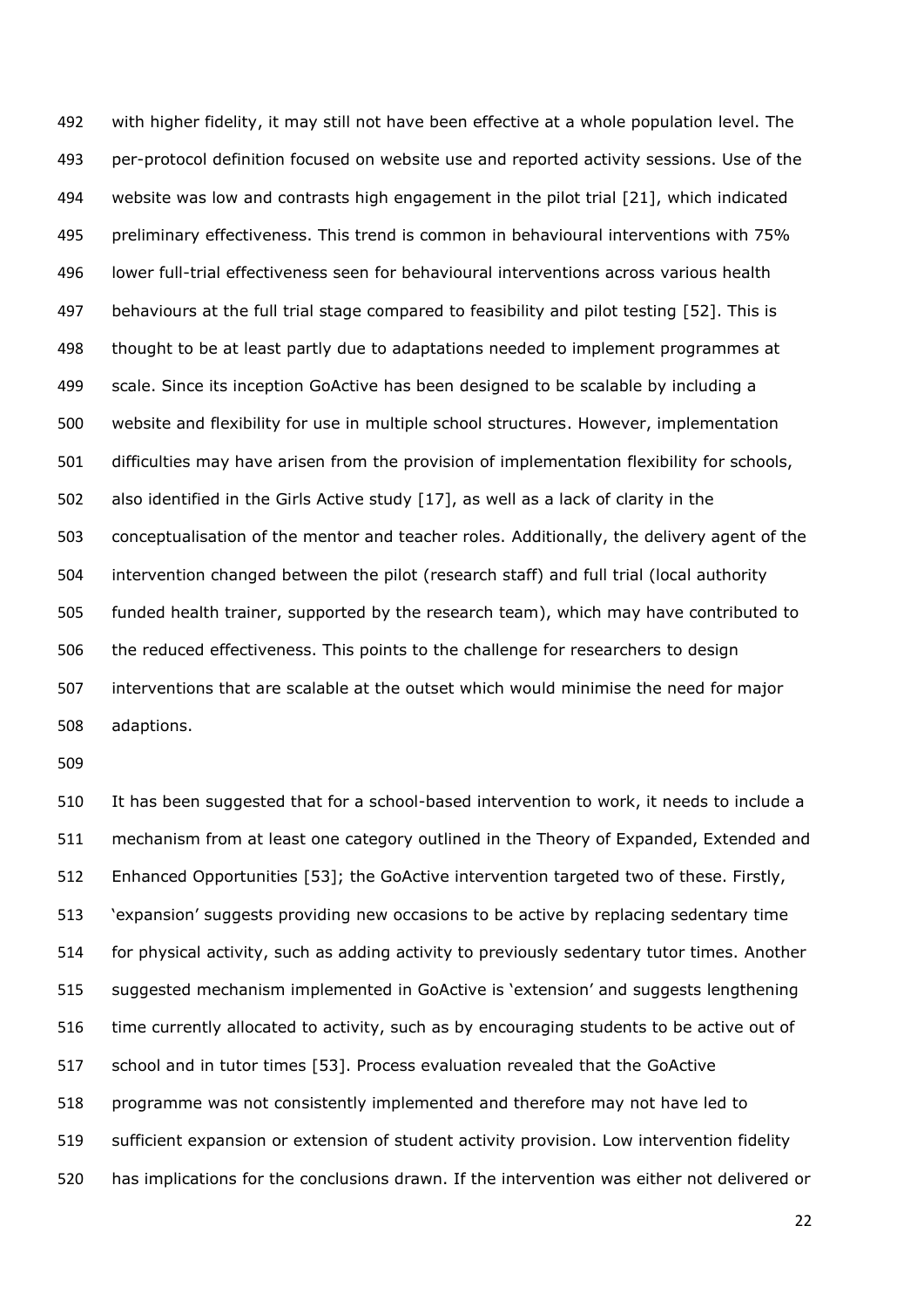with higher fidelity, it may still not have been effective at a whole population level. The per-protocol definition focused on website use and reported activity sessions. Use of the website was low and contrasts high engagement in the pilot trial [21], which indicated preliminary effectiveness. This trend is common in behavioural interventions with 75% lower full-trial effectiveness seen for behavioural interventions across various health behaviours at the full trial stage compared to feasibility and pilot testing [52]. This is thought to be at least partly due to adaptations needed to implement programmes at scale. Since its inception GoActive has been designed to be scalable by including a website and flexibility for use in multiple school structures. However, implementation difficulties may have arisen from the provision of implementation flexibility for schools, also identified in the Girls Active study [17], as well as a lack of clarity in the conceptualisation of the mentor and teacher roles. Additionally, the delivery agent of the intervention changed between the pilot (research staff) and full trial (local authority funded health trainer, supported by the research team), which may have contributed to the reduced effectiveness. This points to the challenge for researchers to design interventions that are scalable at the outset which would minimise the need for major adaptions.

It has been suggested that for a school-based intervention to work, it needs to include a mechanism from at least one category outlined in the Theory of Expanded, Extended and Enhanced Opportunities [53]; the GoActive intervention targeted two of these. Firstly, 'expansion' suggests providing new occasions to be active by replacing sedentary time for physical activity, such as adding activity to previously sedentary tutor times. Another suggested mechanism implemented in GoActive is 'extension' and suggests lengthening time currently allocated to activity, such as by encouraging students to be active out of school and in tutor times [53]. Process evaluation revealed that the GoActive programme was not consistently implemented and therefore may not have led to sufficient expansion or extension of student activity provision. Low intervention fidelity has implications for the conclusions drawn. If the intervention was either not delivered or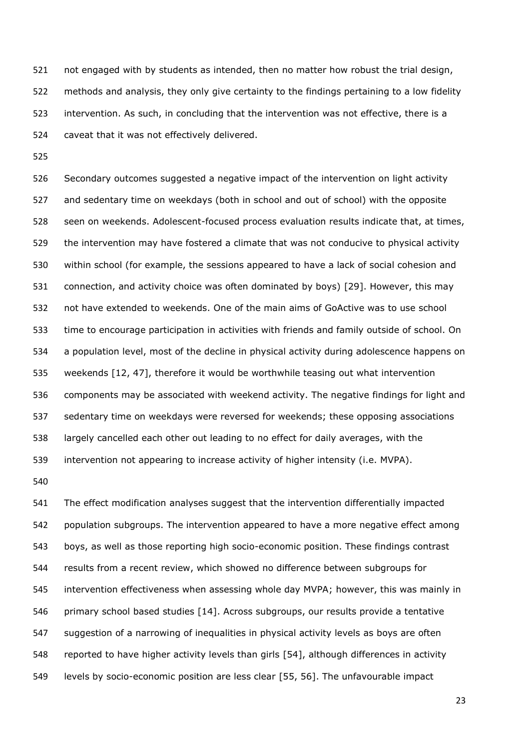not engaged with by students as intended, then no matter how robust the trial design, methods and analysis, they only give certainty to the findings pertaining to a low fidelity intervention. As such, in concluding that the intervention was not effective, there is a caveat that it was not effectively delivered.

Secondary outcomes suggested a negative impact of the intervention on light activity and sedentary time on weekdays (both in school and out of school) with the opposite seen on weekends. Adolescent-focused process evaluation results indicate that, at times, the intervention may have fostered a climate that was not conducive to physical activity within school (for example, the sessions appeared to have a lack of social cohesion and connection, and activity choice was often dominated by boys) [29]. However, this may not have extended to weekends. One of the main aims of GoActive was to use school time to encourage participation in activities with friends and family outside of school. On a population level, most of the decline in physical activity during adolescence happens on weekends [12, 47], therefore it would be worthwhile teasing out what intervention components may be associated with weekend activity. The negative findings for light and sedentary time on weekdays were reversed for weekends; these opposing associations largely cancelled each other out leading to no effect for daily averages, with the intervention not appearing to increase activity of higher intensity (i.e. MVPA).

The effect modification analyses suggest that the intervention differentially impacted population subgroups. The intervention appeared to have a more negative effect among boys, as well as those reporting high socio-economic position. These findings contrast results from a recent review, which showed no difference between subgroups for intervention effectiveness when assessing whole day MVPA; however, this was mainly in primary school based studies [14]. Across subgroups, our results provide a tentative suggestion of a narrowing of inequalities in physical activity levels as boys are often reported to have higher activity levels than girls [54], although differences in activity levels by socio-economic position are less clear [55, 56]. The unfavourable impact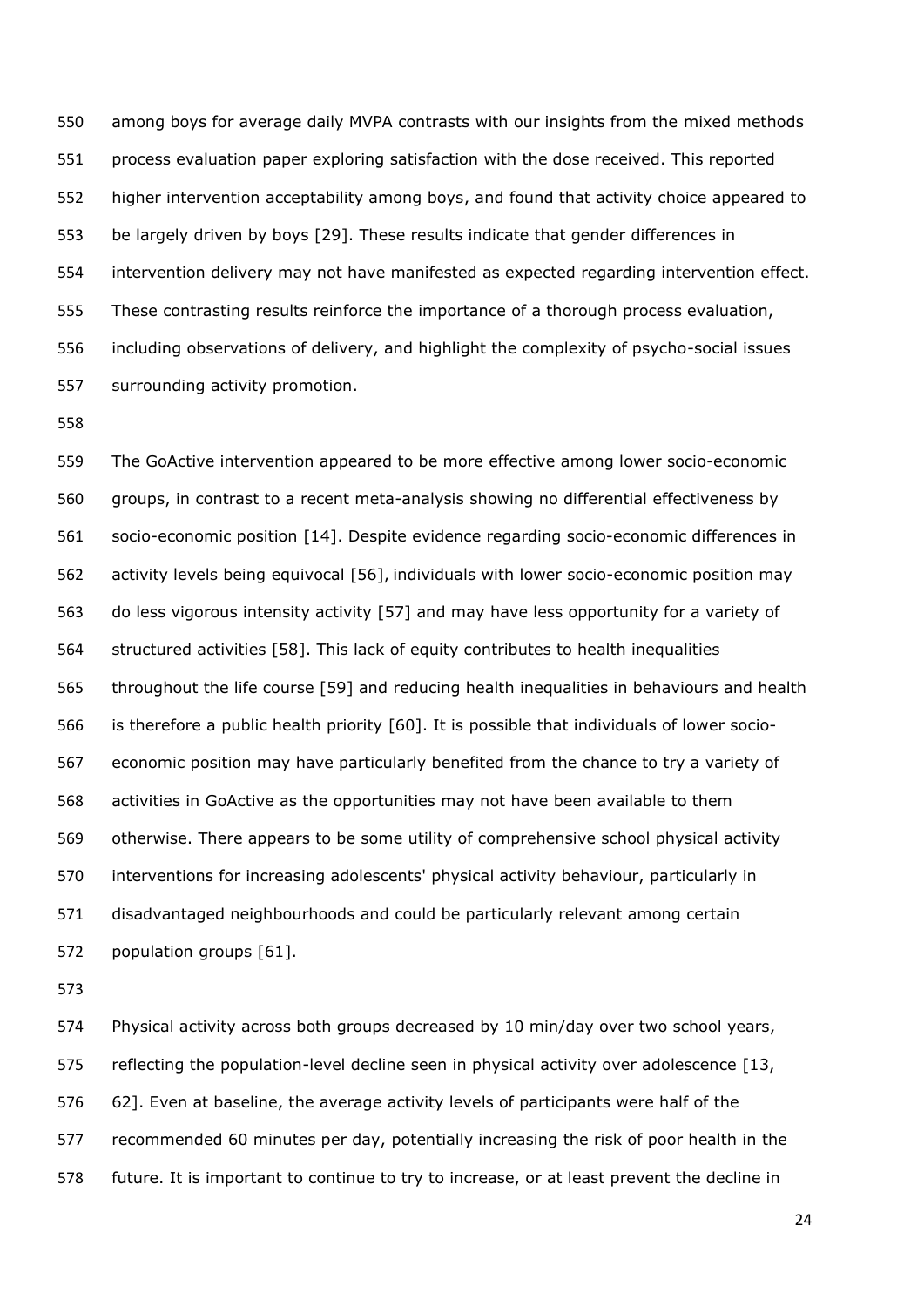among boys for average daily MVPA contrasts with our insights from the mixed methods process evaluation paper exploring satisfaction with the dose received. This reported higher intervention acceptability among boys, and found that activity choice appeared to be largely driven by boys [29]. These results indicate that gender differences in intervention delivery may not have manifested as expected regarding intervention effect. These contrasting results reinforce the importance of a thorough process evaluation, including observations of delivery, and highlight the complexity of psycho-social issues surrounding activity promotion.

The GoActive intervention appeared to be more effective among lower socio-economic groups, in contrast to a recent meta-analysis showing no differential effectiveness by socio-economic position [14]. Despite evidence regarding socio-economic differences in activity levels being equivocal [56], individuals with lower socio-economic position may do less vigorous intensity activity [57] and may have less opportunity for a variety of structured activities [58]. This lack of equity contributes to health inequalities throughout the life course [59] and reducing health inequalities in behaviours and health is therefore a public health priority [60]. It is possible that individuals of lower socio-economic position may have particularly benefited from the chance to try a variety of activities in GoActive as the opportunities may not have been available to them otherwise. There appears to be some utility of comprehensive school physical activity interventions for increasing adolescents' physical activity behaviour, particularly in disadvantaged neighbourhoods and could be particularly relevant among certain population groups [61].

Physical activity across both groups decreased by 10 min/day over two school years, reflecting the population-level decline seen in physical activity over adolescence [13, 62]. Even at baseline, the average activity levels of participants were half of the recommended 60 minutes per day, potentially increasing the risk of poor health in the future. It is important to continue to try to increase, or at least prevent the decline in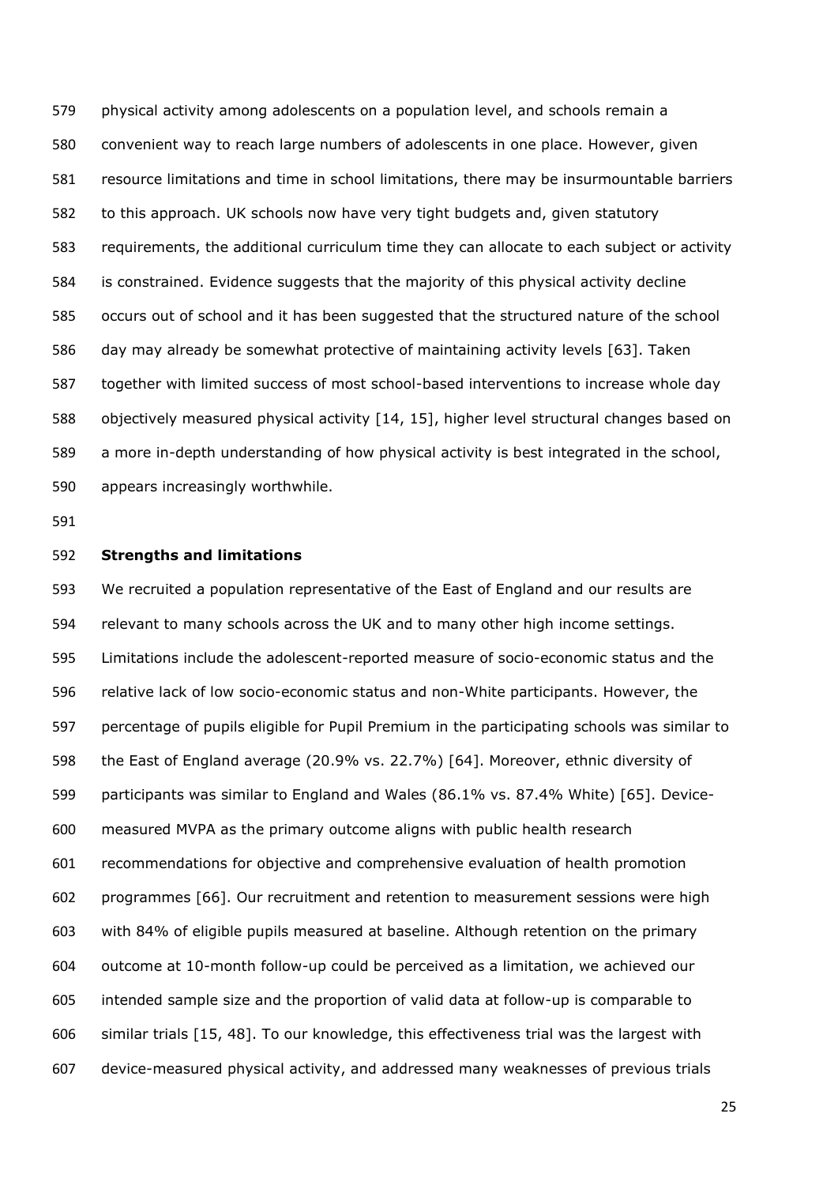physical activity among adolescents on a population level, and schools remain a convenient way to reach large numbers of adolescents in one place. However, given resource limitations and time in school limitations, there may be insurmountable barriers to this approach. UK schools now have very tight budgets and, given statutory requirements, the additional curriculum time they can allocate to each subject or activity is constrained. Evidence suggests that the majority of this physical activity decline occurs out of school and it has been suggested that the structured nature of the school day may already be somewhat protective of maintaining activity levels [63]. Taken together with limited success of most school-based interventions to increase whole day objectively measured physical activity [14, 15], higher level structural changes based on a more in-depth understanding of how physical activity is best integrated in the school, appears increasingly worthwhile.

**Strengths and limitations**

We recruited a population representative of the East of England and our results are relevant to many schools across the UK and to many other high income settings. Limitations include the adolescent-reported measure of socio-economic status and the relative lack of low socio-economic status and non-White participants. However, the percentage of pupils eligible for Pupil Premium in the participating schools was similar to the East of England average (20.9% vs. 22.7%) [64]. Moreover, ethnic diversity of participants was similar to England and Wales (86.1% vs. 87.4% White) [65]. Device-measured MVPA as the primary outcome aligns with public health research recommendations for objective and comprehensive evaluation of health promotion programmes [66]. Our recruitment and retention to measurement sessions were high with 84% of eligible pupils measured at baseline. Although retention on the primary outcome at 10-month follow-up could be perceived as a limitation, we achieved our intended sample size and the proportion of valid data at follow-up is comparable to similar trials [15, 48]. To our knowledge, this effectiveness trial was the largest with device-measured physical activity, and addressed many weaknesses of previous trials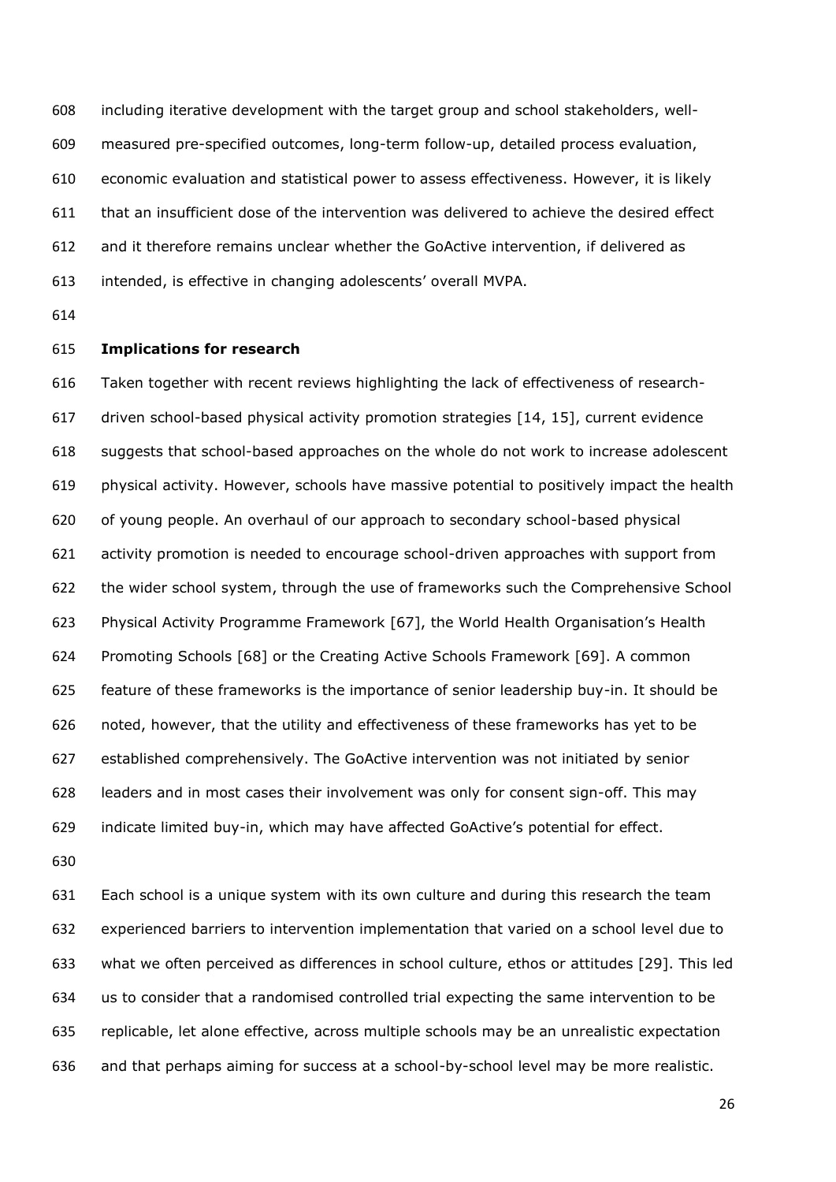including iterative development with the target group and school stakeholders, well-measured pre-specified outcomes, long-term follow-up, detailed process evaluation, economic evaluation and statistical power to assess effectiveness. However, it is likely that an insufficient dose of the intervention was delivered to achieve the desired effect and it therefore remains unclear whether the GoActive intervention, if delivered as intended, is effective in changing adolescents' overall MVPA.

**Implications for research**

Taken together with recent reviews highlighting the lack of effectiveness of research-driven school-based physical activity promotion strategies [14, 15], current evidence suggests that school-based approaches on the whole do not work to increase adolescent physical activity. However, schools have massive potential to positively impact the health of young people. An overhaul of our approach to secondary school-based physical activity promotion is needed to encourage school-driven approaches with support from the wider school system, through the use of frameworks such the Comprehensive School Physical Activity Programme Framework [67], the World Health Organisation's Health Promoting Schools [68] or the Creating Active Schools Framework [69]. A common feature of these frameworks is the importance of senior leadership buy-in. It should be noted, however, that the utility and effectiveness of these frameworks has yet to be established comprehensively. The GoActive intervention was not initiated by senior leaders and in most cases their involvement was only for consent sign-off. This may indicate limited buy-in, which may have affected GoActive's potential for effect.

Each school is a unique system with its own culture and during this research the team experienced barriers to intervention implementation that varied on a school level due to what we often perceived as differences in school culture, ethos or attitudes [29]. This led us to consider that a randomised controlled trial expecting the same intervention to be replicable, let alone effective, across multiple schools may be an unrealistic expectation and that perhaps aiming for success at a school-by-school level may be more realistic.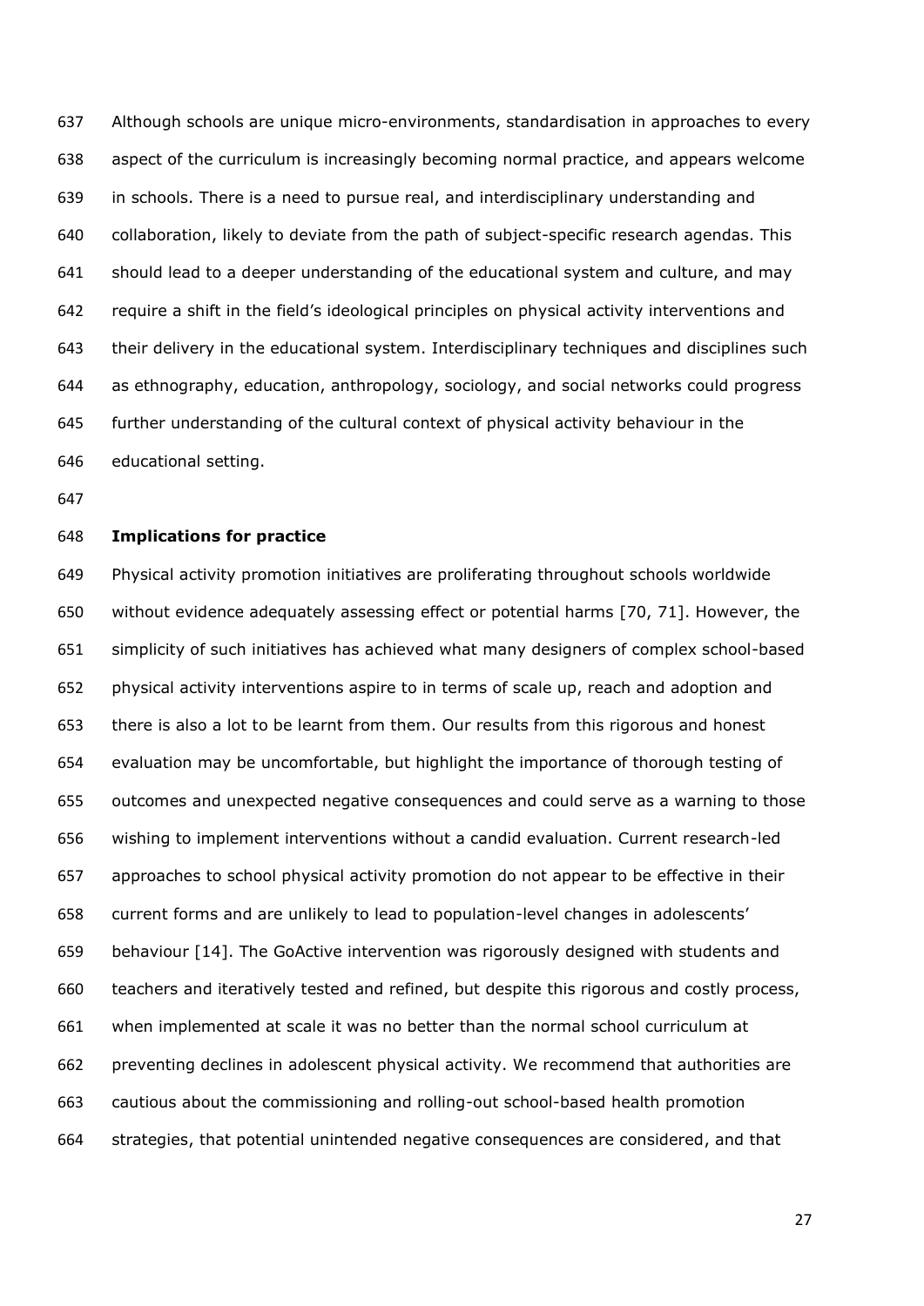Although schools are unique micro-environments, standardisation in approaches to every aspect of the curriculum is increasingly becoming normal practice, and appears welcome in schools. There is a need to pursue real, and interdisciplinary understanding and collaboration, likely to deviate from the path of subject-specific research agendas. This should lead to a deeper understanding of the educational system and culture, and may require a shift in the field's ideological principles on physical activity interventions and their delivery in the educational system. Interdisciplinary techniques and disciplines such as ethnography, education, anthropology, sociology, and social networks could progress further understanding of the cultural context of physical activity behaviour in the educational setting.

## Implications for practice

Physical activity promotion initiatives are proliferating throughout schools worldwide without evidence adequately assessing effect or potential harms [70, 71]. However, the simplicity of such initiatives has achieved what many designers of complex school-based physical activity interventions aspire to in terms of scale up, reach and adoption and there is also a lot to be learnt from them. Our results from this rigorous and honest evaluation may be uncomfortable, but highlight the importance of thorough testing of outcomes and unexpected negative consequences and could serve as a warning to those wishing to implement interventions without a candid evaluation. Current research-led approaches to school physical activity promotion do not appear to be effective in their current forms and are unlikely to lead to population-level changes in adolescents' behaviour [14]. The GoActive intervention was rigorously designed with students and teachers and iteratively tested and refined, but despite this rigorous and costly process, when implemented at scale it was no better than the normal school curriculum at preventing declines in adolescent physical activity. We recommend that authorities are cautious about the commissioning and rolling-out school-based health promotion strategies, that potential unintended negative consequences are considered, and that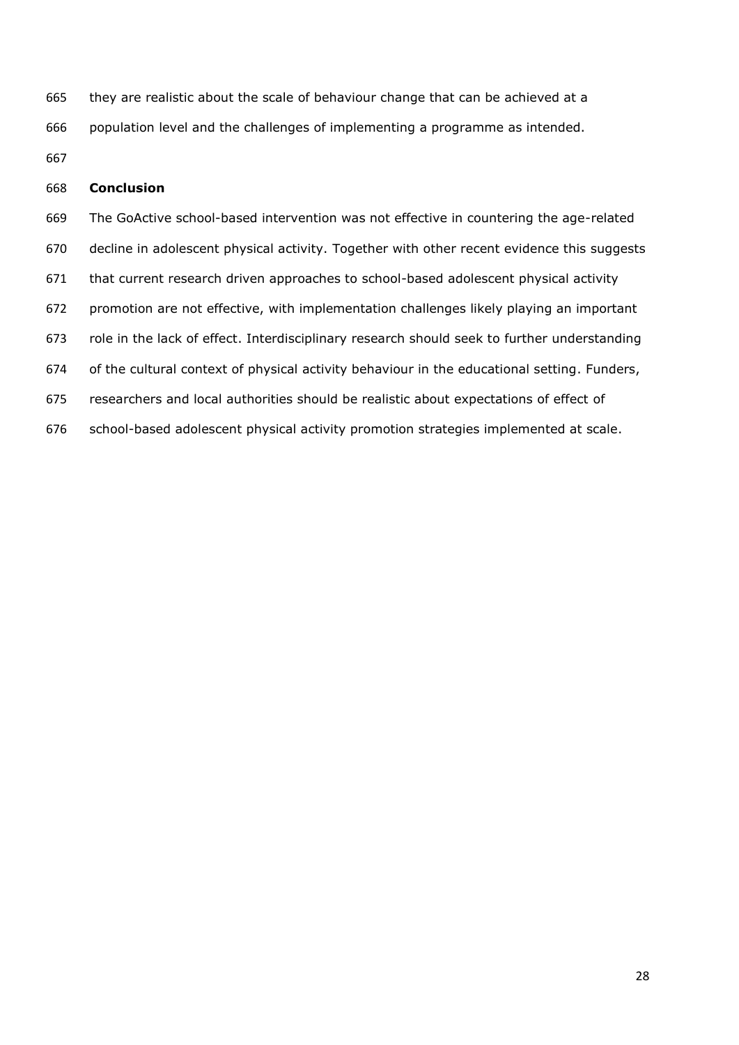they are realistic about the scale of behaviour change that can be achieved at a population level and the challenges of implementing a programme as intended.

## Conclusion

The GoActive school-based intervention was not effective in countering the age-related decline in adolescent physical activity. Together with other recent evidence this suggests that current research driven approaches to school-based adolescent physical activity promotion are not effective, with implementation challenges likely playing an important role in the lack of effect. Interdisciplinary research should seek to further understanding of the cultural context of physical activity behaviour in the educational setting. Funders, researchers and local authorities should be realistic about expectations of effect of school-based adolescent physical activity promotion strategies implemented at scale.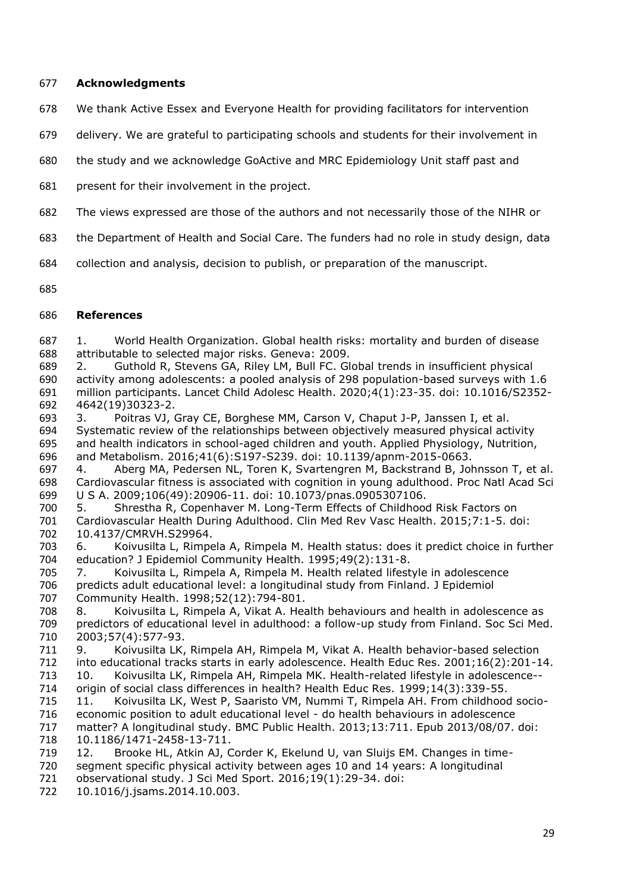## Acknowledgments

We thank Active Essex and Everyone Health for providing facilitators for intervention delivery. We are grateful to participating schools and students for their involvement in the study and we acknowledge GoActive and MRC Epidemiology Unit staff past and present for their involvement in the project.

The views expressed are those of the authors and not necessarily those of the NIHR or the Department of Health and Social Care. The funders had no role in study design, data collection and analysis, decision to publish, or preparation of the manuscript.

## References

1. World Health Organization. Global health risks: mortality and burden of disease attributable to selected major risks. Geneva: 2009.
2. Guthold R, Stevens GA, Riley LM, Bull FC. Global trends in insufficient physical activity among adolescents: a pooled analysis of 298 population-based surveys with 1.6 million participants. Lancet Child Adolesc Health. 2020;4(1):23-35. doi: 10.1016/S2352-4642(19)30323-2.
3. Poitras VJ, Gray CE, Borghese MM, Carson V, Chaput J-P, Janssen I, et al. Systematic review of the relationships between objectively measured physical activity and health indicators in school-aged children and youth. Applied Physiology, Nutrition, and Metabolism. 2016;41(6):S197-S239. doi: 10.1139/apnm-2015-0663.
4. Aberg MA, Pedersen NL, Toren K, Svartengren M, Backstrand B, Johnsson T, et al. Cardiovascular fitness is associated with cognition in young adulthood. Proc Natl Acad Sci U S A. 2009;106(49):20906-11. doi: 10.1073/pnas.0905307106.
5. Shrestha R, Copenhaver M. Long-Term Effects of Childhood Risk Factors on Cardiovascular Health During Adulthood. Clin Med Rev Vasc Health. 2015;7:1-5. doi: 10.4137/CMRVH.S29964.
6. Koivusilta L, Rimpela A, Rimpela M. Health status: does it predict choice in further education? J Epidemiol Community Health. 1995;49(2):131-8.
7. Koivusilta L, Rimpela A, Rimpela M. Health related lifestyle in adolescence predicts adult educational level: a longitudinal study from Finland. J Epidemiol Community Health. 1998;52(12):794-801.
8. Koivusilta L, Rimpela A, Vikat A. Health behaviours and health in adolescence as predictors of educational level in adulthood: a follow-up study from Finland. Soc Sci Med. 2003;57(4):577-93.
9. Koivusilta LK, Rimpela AH, Rimpela M, Vikat A. Health behavior-based selection into educational tracks starts in early adolescence. Health Educ Res. 2001;16(2):201-14.
10. Koivusilta LK, Rimpela AH, Rimpela MK. Health-related lifestyle in adolescence--origin of social class differences in health? Health Educ Res. 1999;14(3):339-55.
11. Koivusilta LK, West P, Saaristo VM, Nummi T, Rimpela AH. From childhood socio-economic position to adult educational level - do health behaviours in adolescence matter? A longitudinal study. BMC Public Health. 2013;13:711. Epub 2013/08/07. doi: 10.1186/1471-2458-13-711.
12. Brooke HL, Atkin AJ, Corder K, Ekelund U, van Sluijs EM. Changes in time-segment specific physical activity between ages 10 and 14 years: A longitudinal observational study. J Sci Med Sport. 2016;19(1):29-34. doi: 10.1016/j.jsams.2014.10.003.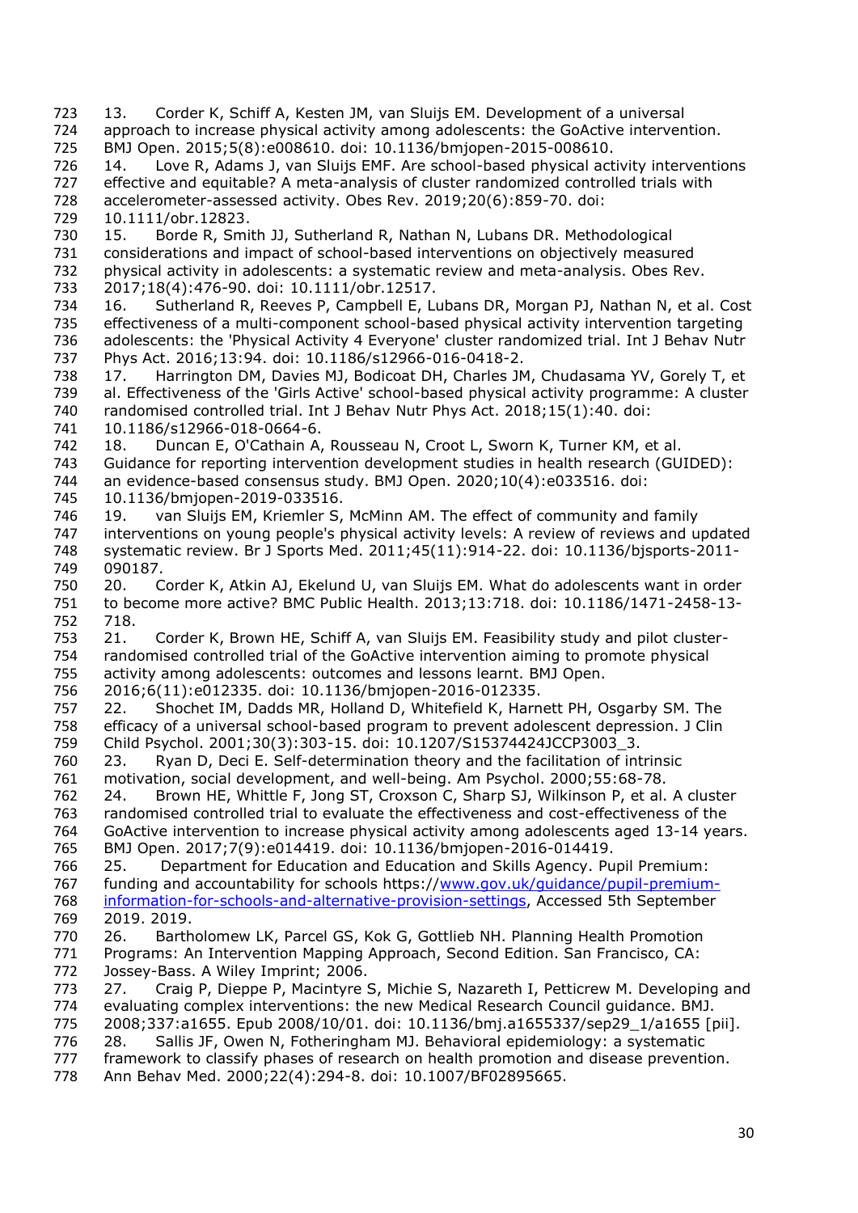13. Corder K, Schiff A, Kesten JM, van Sluijs EM. Development of a universal approach to increase physical activity among adolescents: the GoActive intervention. BMJ Open. 2015;5(8):e008610. doi: 10.1136/bmjopen-2015-008610.

14. Love R, Adams J, van Sluijs EMF. Are school-based physical activity interventions effective and equitable? A meta-analysis of cluster randomized controlled trials with accelerometer-assessed activity. Obes Rev. 2019;20(6):859-70. doi: 10.1111/obr.12823.

15. Borde R, Smith JJ, Sutherland R, Nathan N, Lubans DR. Methodological considerations and impact of school-based interventions on objectively measured physical activity in adolescents: a systematic review and meta-analysis. Obes Rev. 2017;18(4):476-90. doi: 10.1111/obr.12517.

16. Sutherland R, Reeves P, Campbell E, Lubans DR, Morgan PJ, Nathan N, et al. Cost effectiveness of a multi-component school-based physical activity intervention targeting adolescents: the 'Physical Activity 4 Everyone' cluster randomized trial. Int J Behav Nutr Phys Act. 2016;13:94. doi: 10.1186/s12966-016-0418-2.

17. Harrington DM, Davies MJ, Bodicoat DH, Charles JM, Chudasama YV, Gorely T, et al. Effectiveness of the 'Girls Active' school-based physical activity programme: A cluster randomised controlled trial. Int J Behav Nutr Phys Act. 2018;15(1):40. doi: 10.1186/s12966-018-0664-6.

18. Duncan E, O'Cathain A, Rousseau N, Croot L, Sworn K, Turner KM, et al. Guidance for reporting intervention development studies in health research (GUIDED): an evidence-based consensus study. BMJ Open. 2020;10(4):e033516. doi: 10.1136/bmjopen-2019-033516.

19. van Sluijs EM, Kriemler S, McMinn AM. The effect of community and family interventions on young people's physical activity levels: A review of reviews and updated systematic review. Br J Sports Med. 2011;45(11):914-22. doi: 10.1136/bjsports-2011-090187.

20. Corder K, Atkin AJ, Ekelund U, van Sluijs EM. What do adolescents want in order to become more active? BMC Public Health. 2013;13:718. doi: 10.1186/1471-2458-13-718.

21. Corder K, Brown HE, Schiff A, van Sluijs EM. Feasibility study and pilot cluster-randomised controlled trial of the GoActive intervention aiming to promote physical activity among adolescents: outcomes and lessons learnt. BMJ Open. 2016;6(11):e012335. doi: 10.1136/bmjopen-2016-012335.

22. Shochet IM, Dadds MR, Holland D, Whitefield K, Harnett PH, Osgarby SM. The efficacy of a universal school-based program to prevent adolescent depression. J Clin Child Psychol. 2001;30(3):303-15. doi: 10.1207/S15374424JCCP3003_3.

23. Ryan D, Deci E. Self-determination theory and the facilitation of intrinsic motivation, social development, and well-being. Am Psychol. 2000;55:68-78.

24. Brown HE, Whittle F, Jong ST, Croxson C, Sharp SJ, Wilkinson P, et al. A cluster randomised controlled trial to evaluate the effectiveness and cost-effectiveness of the GoActive intervention to increase physical activity among adolescents aged 13-14 years. BMJ Open. 2017;7(9):e014419. doi: 10.1136/bmjopen-2016-014419.

25. Department for Education and Education and Skills Agency. Pupil Premium: funding and accountability for schools https://www.gov.uk/guidance/pupil-premium-information-for-schools-and-alternative-provision-settings, Accessed 5th September 2019. 2019.

26. Bartholomew LK, Parcel GS, Kok G, Gottlieb NH. Planning Health Promotion Programs: An Intervention Mapping Approach, Second Edition. San Francisco, CA: Jossey-Bass. A Wiley Imprint; 2006.

27. Craig P, Dieppe P, Macintyre S, Michie S, Nazareth I, Petticrew M. Developing and evaluating complex interventions: the new Medical Research Council guidance. BMJ. 2008;337:a1655. Epub 2008/10/01. doi: 10.1136/bmj.a1655337/sep29_1/a1655 [pii].

28. Sallis JF, Owen N, Fotheringham MJ. Behavioral epidemiology: a systematic framework to classify phases of research on health promotion and disease prevention. Ann Behav Med. 2000;22(4):294-8. doi: 10.1007/BF02895665.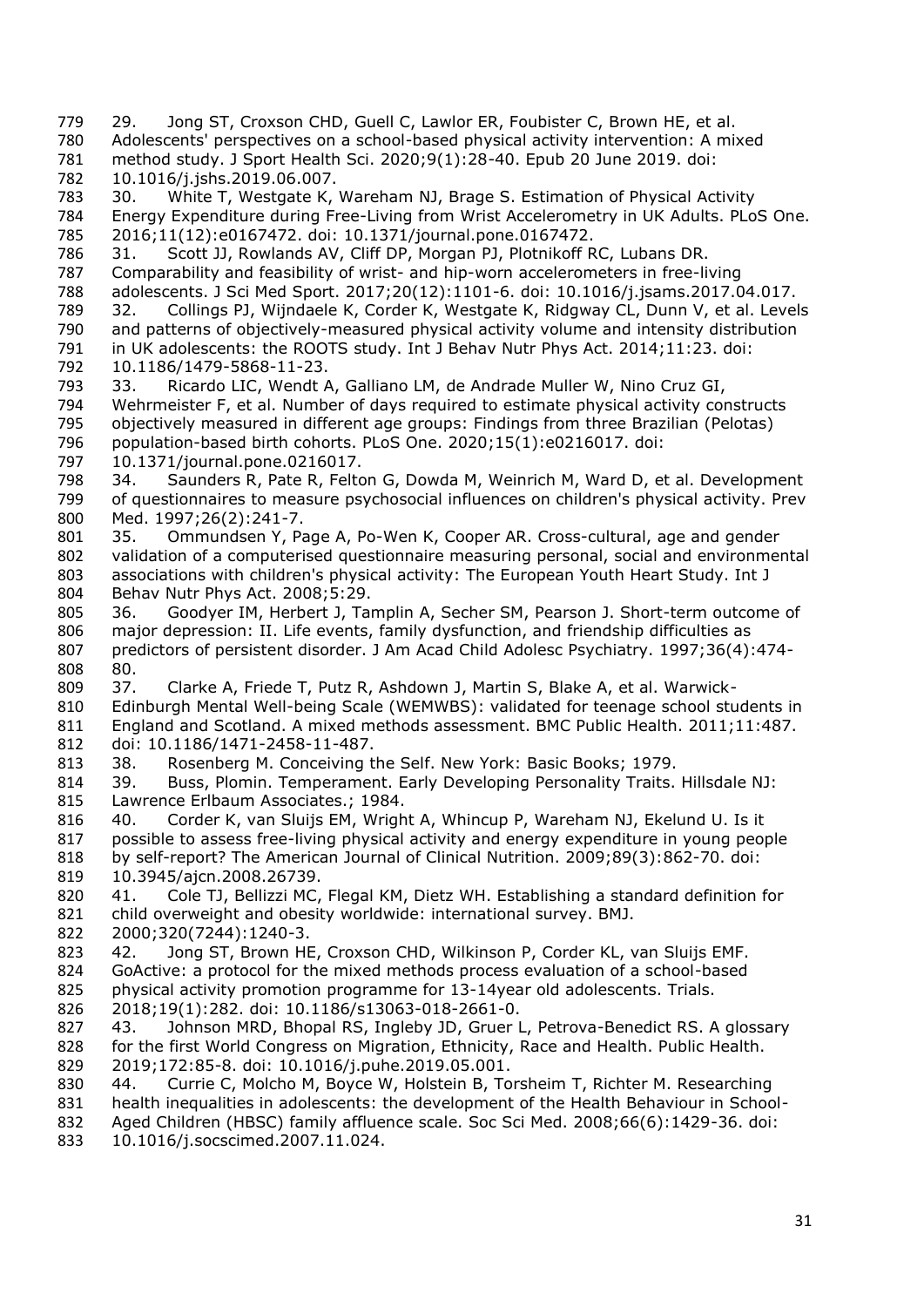29. Jong ST, Croxson CHD, Guell C, Lawlor ER, Foubister C, Brown HE, et al. Adolescents' perspectives on a school-based physical activity intervention: A mixed method study. J Sport Health Sci. 2020;9(1):28-40. Epub 20 June 2019. doi: 10.1016/j.jshs.2019.06.007.

30. White T, Westgate K, Wareham NJ, Brage S. Estimation of Physical Activity Energy Expenditure during Free-Living from Wrist Accelerometry in UK Adults. PLoS One. 2016;11(12):e0167472. doi: 10.1371/journal.pone.0167472.

31. Scott JJ, Rowlands AV, Cliff DP, Morgan PJ, Plotnikoff RC, Lubans DR. Comparability and feasibility of wrist- and hip-worn accelerometers in free-living adolescents. J Sci Med Sport. 2017;20(12):1101-6. doi: 10.1016/j.jsams.2017.04.017.

32. Collings PJ, Wijndaele K, Corder K, Westgate K, Ridgway CL, Dunn V, et al. Levels and patterns of objectively-measured physical activity volume and intensity distribution in UK adolescents: the ROOTS study. Int J Behav Nutr Phys Act. 2014;11:23. doi: 10.1186/1479-5868-11-23.

33. Ricardo LIC, Wendt A, Galliano LM, de Andrade Muller W, Nino Cruz GI, Wehrmeister F, et al. Number of days required to estimate physical activity constructs objectively measured in different age groups: Findings from three Brazilian (Pelotas) population-based birth cohorts. PLoS One. 2020;15(1):e0216017. doi: 10.1371/journal.pone.0216017.

34. Saunders R, Pate R, Felton G, Dowda M, Weinrich M, Ward D, et al. Development of questionnaires to measure psychosocial influences on children's physical activity. Prev Med. 1997;26(2):241-7.

35. Ommundsen Y, Page A, Po-Wen K, Cooper AR. Cross-cultural, age and gender validation of a computerised questionnaire measuring personal, social and environmental associations with children's physical activity: The European Youth Heart Study. Int J Behav Nutr Phys Act. 2008;5:29.

36. Goodyer IM, Herbert J, Tamplin A, Secher SM, Pearson J. Short-term outcome of major depression: II. Life events, family dysfunction, and friendship difficulties as predictors of persistent disorder. J Am Acad Child Adolesc Psychiatry. 1997;36(4):474-80.

37. Clarke A, Friede T, Putz R, Ashdown J, Martin S, Blake A, et al. Warwick-Edinburgh Mental Well-being Scale (WEMWBS): validated for teenage school students in England and Scotland. A mixed methods assessment. BMC Public Health. 2011;11:487. doi: 10.1186/1471-2458-11-487.

38. Rosenberg M. Conceiving the Self. New York: Basic Books; 1979.

39. Buss, Plomin. Temperament. Early Developing Personality Traits. Hillsdale NJ: Lawrence Erlbaum Associates.; 1984.

40. Corder K, van Sluijs EM, Wright A, Whincup P, Wareham NJ, Ekelund U. Is it possible to assess free-living physical activity and energy expenditure in young people by self-report? The American Journal of Clinical Nutrition. 2009;89(3):862-70. doi: 10.3945/ajcn.2008.26739.

41. Cole TJ, Bellizzi MC, Flegal KM, Dietz WH. Establishing a standard definition for child overweight and obesity worldwide: international survey. BMJ. 2000;320(7244):1240-3.

42. Jong ST, Brown HE, Croxson CHD, Wilkinson P, Corder KL, van Sluijs EMF. GoActive: a protocol for the mixed methods process evaluation of a school-based physical activity promotion programme for 13-14year old adolescents. Trials. 2018;19(1):282. doi: 10.1186/s13063-018-2661-0.

43. Johnson MRD, Bhopal RS, Ingleby JD, Gruer L, Petrova-Benedict RS. A glossary for the first World Congress on Migration, Ethnicity, Race and Health. Public Health. 2019;172:85-8. doi: 10.1016/j.puhe.2019.05.001.

44. Currie C, Molcho M, Boyce W, Holstein B, Torsheim T, Richter M. Researching health inequalities in adolescents: the development of the Health Behaviour in School-Aged Children (HBSC) family affluence scale. Soc Sci Med. 2008;66(6):1429-36. doi: 10.1016/j.socscimed.2007.11.024.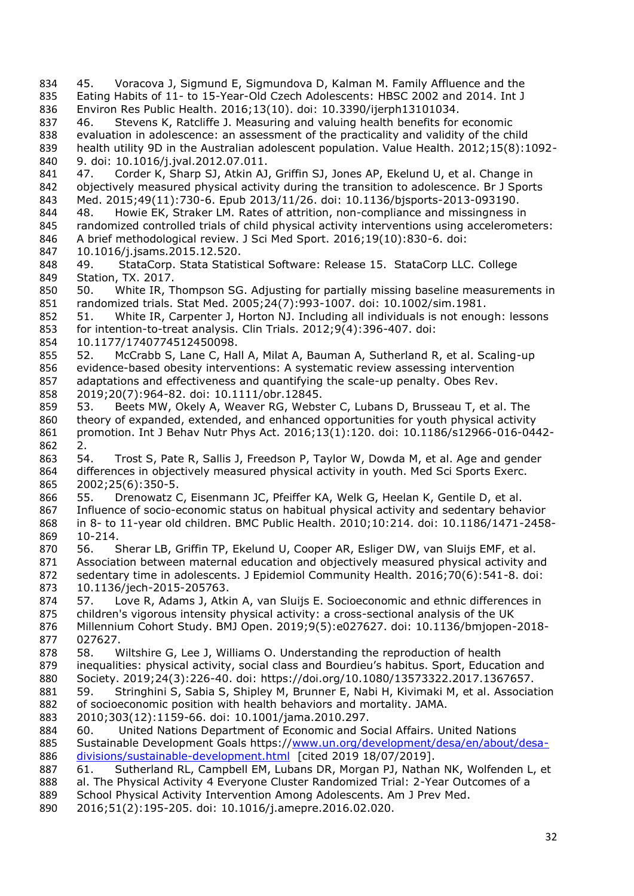45. Voracova J, Sigmund E, Sigmundova D, Kalman M. Family Affluence and the Eating Habits of 11- to 15-Year-Old Czech Adolescents: HBSC 2002 and 2014. Int J Environ Res Public Health. 2016;13(10). doi: 10.3390/ijerph13101034.

46. Stevens K, Ratcliffe J. Measuring and valuing health benefits for economic evaluation in adolescence: an assessment of the practicality and validity of the child health utility 9D in the Australian adolescent population. Value Health. 2012;15(8):1092-9. doi: 10.1016/j.jval.2012.07.011.

47. Corder K, Sharp SJ, Atkin AJ, Griffin SJ, Jones AP, Ekelund U, et al. Change in objectively measured physical activity during the transition to adolescence. Br J Sports Med. 2015;49(11):730-6. Epub 2013/11/26. doi: 10.1136/bjsports-2013-093190.

48. Howie EK, Straker LM. Rates of attrition, non-compliance and missingness in randomized controlled trials of child physical activity interventions using accelerometers: A brief methodological review. J Sci Med Sport. 2016;19(10):830-6. doi: 10.1016/j.jsams.2015.12.520.

49. StataCorp. Stata Statistical Software: Release 15. StataCorp LLC. College Station, TX. 2017.

50. White IR, Thompson SG. Adjusting for partially missing baseline measurements in randomized trials. Stat Med. 2005;24(7):993-1007. doi: 10.1002/sim.1981.

51. White IR, Carpenter J, Horton NJ. Including all individuals is not enough: lessons for intention-to-treat analysis. Clin Trials. 2012;9(4):396-407. doi: 10.1177/1740774512450098.

52. McCrabb S, Lane C, Hall A, Milat A, Bauman A, Sutherland R, et al. Scaling-up evidence-based obesity interventions: A systematic review assessing intervention adaptations and effectiveness and quantifying the scale-up penalty. Obes Rev. 2019;20(7):964-82. doi: 10.1111/obr.12845.

53. Beets MW, Okely A, Weaver RG, Webster C, Lubans D, Brusseau T, et al. The theory of expanded, extended, and enhanced opportunities for youth physical activity promotion. Int J Behav Nutr Phys Act. 2016;13(1):120. doi: 10.1186/s12966-016-0442-2.

54. Trost S, Pate R, Sallis J, Freedson P, Taylor W, Dowda M, et al. Age and gender differences in objectively measured physical activity in youth. Med Sci Sports Exerc. 2002;25(6):350-5.

55. Drenowatz C, Eisenmann JC, Pfeiffer KA, Welk G, Heelan K, Gentile D, et al. Influence of socio-economic status on habitual physical activity and sedentary behavior in 8- to 11-year old children. BMC Public Health. 2010;10:214. doi: 10.1186/1471-2458-10-214.

56. Sherar LB, Griffin TP, Ekelund U, Cooper AR, Esliger DW, van Sluijs EMF, et al. Association between maternal education and objectively measured physical activity and sedentary time in adolescents. J Epidemiol Community Health. 2016;70(6):541-8. doi: 10.1136/jech-2015-205763.

57. Love R, Adams J, Atkin A, van Sluijs E. Socioeconomic and ethnic differences in children's vigorous intensity physical activity: a cross-sectional analysis of the UK Millennium Cohort Study. BMJ Open. 2019;9(5):e027627. doi: 10.1136/bmjopen-2018-027627.

58. Wiltshire G, Lee J, Williams O. Understanding the reproduction of health inequalities: physical activity, social class and Bourdieu's habitus. Sport, Education and Society. 2019;24(3):226-40. doi: https://doi.org/10.1080/13573322.2017.1367657.

59. Stringhini S, Sabia S, Shipley M, Brunner E, Nabi H, Kivimaki M, et al. Association of socioeconomic position with health behaviors and mortality. JAMA. 2010;303(12):1159-66. doi: 10.1001/jama.2010.297.

60. United Nations Department of Economic and Social Affairs. United Nations Sustainable Development Goals https://www.un.org/development/desa/en/about/desa-divisions/sustainable-development.html [cited 2019 18/07/2019].

61. Sutherland RL, Campbell EM, Lubans DR, Morgan PJ, Nathan NK, Wolfenden L, et al. The Physical Activity 4 Everyone Cluster Randomized Trial: 2-Year Outcomes of a School Physical Activity Intervention Among Adolescents. Am J Prev Med. 2016;51(2):195-205. doi: 10.1016/j.amepre.2016.02.020.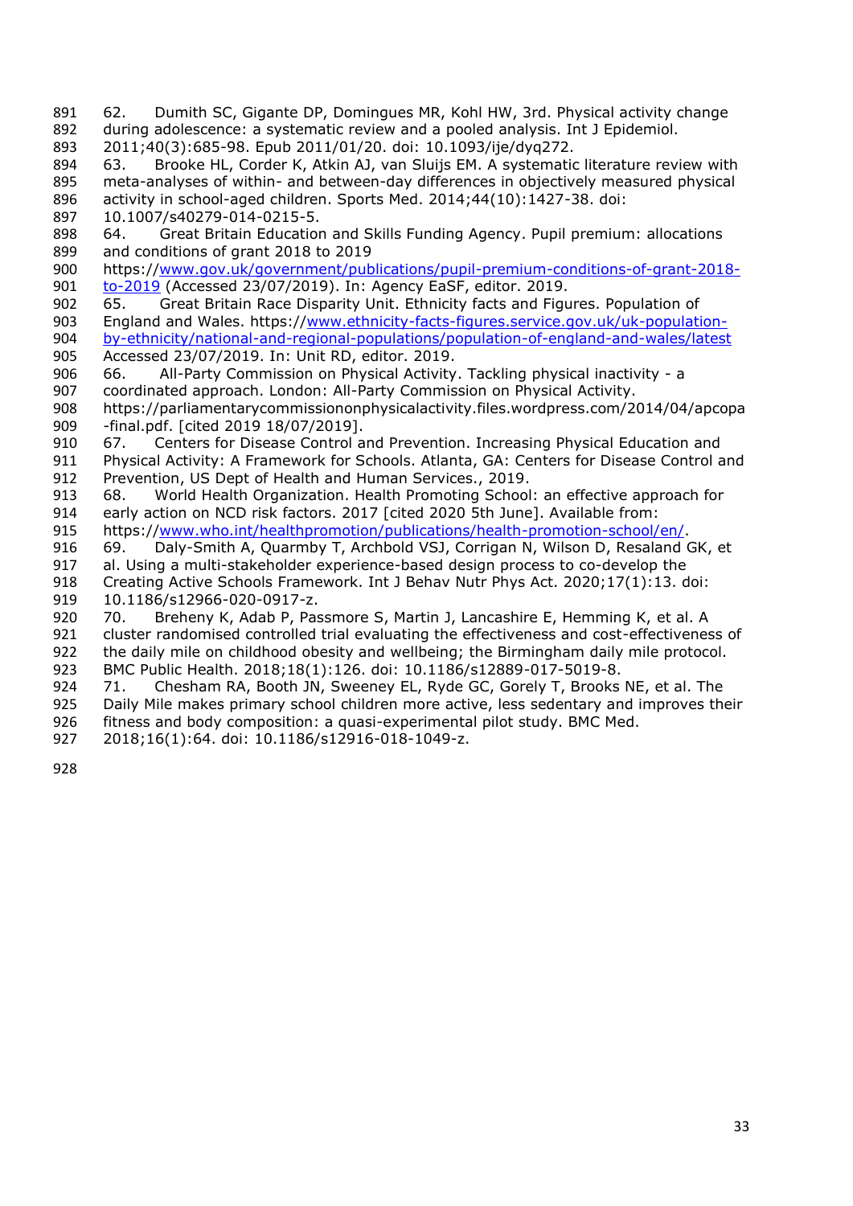62. Dumith SC, Gigante DP, Domingues MR, Kohl HW, 3rd. Physical activity change during adolescence: a systematic review and a pooled analysis. Int J Epidemiol. 2011;40(3):685-98. Epub 2011/01/20. doi: 10.1093/ije/dyq272.

63. Brooke HL, Corder K, Atkin AJ, van Sluijs EM. A systematic literature review with meta-analyses of within- and between-day differences in objectively measured physical activity in school-aged children. Sports Med. 2014;44(10):1427-38. doi: 10.1007/s40279-014-0215-5.

64. Great Britain Education and Skills Funding Agency. Pupil premium: allocations and conditions of grant 2018 to 2019 https://www.gov.uk/government/publications/pupil-premium-conditions-of-grant-2018-to-2019 (Accessed 23/07/2019). In: Agency EaSF, editor. 2019.

65. Great Britain Race Disparity Unit. Ethnicity facts and Figures. Population of England and Wales. https://www.ethnicity-facts-figures.service.gov.uk/uk-population-by-ethnicity/national-and-regional-populations/population-of-england-and-wales/latest Accessed 23/07/2019. In: Unit RD, editor. 2019.

66. All-Party Commission on Physical Activity. Tackling physical inactivity - a coordinated approach. London: All-Party Commission on Physical Activity. https://parliamentarycommissiononphysicalactivity.files.wordpress.com/2014/04/apcopa-final.pdf. [cited 2019 18/07/2019].

67. Centers for Disease Control and Prevention. Increasing Physical Education and Physical Activity: A Framework for Schools. Atlanta, GA: Centers for Disease Control and Prevention, US Dept of Health and Human Services., 2019.

68. World Health Organization. Health Promoting School: an effective approach for early action on NCD risk factors. 2017 [cited 2020 5th June]. Available from: https://www.who.int/healthpromotion/publications/health-promotion-school/en/.

69. Daly-Smith A, Quarmby T, Archbold VSJ, Corrigan N, Wilson D, Resaland GK, et al. Using a multi-stakeholder experience-based design process to co-develop the Creating Active Schools Framework. Int J Behav Nutr Phys Act. 2020;17(1):13. doi: 10.1186/s12966-020-0917-z.

70. Breheny K, Adab P, Passmore S, Martin J, Lancashire E, Hemming K, et al. A cluster randomised controlled trial evaluating the effectiveness and cost-effectiveness of the daily mile on childhood obesity and wellbeing; the Birmingham daily mile protocol. BMC Public Health. 2018;18(1):126. doi: 10.1186/s12889-017-5019-8.

71. Chesham RA, Booth JN, Sweeney EL, Ryde GC, Gorely T, Brooks NE, et al. The Daily Mile makes primary school children more active, less sedentary and improves their fitness and body composition: a quasi-experimental pilot study. BMC Med. 2018;16(1):64. doi: 10.1186/s12916-018-1049-z.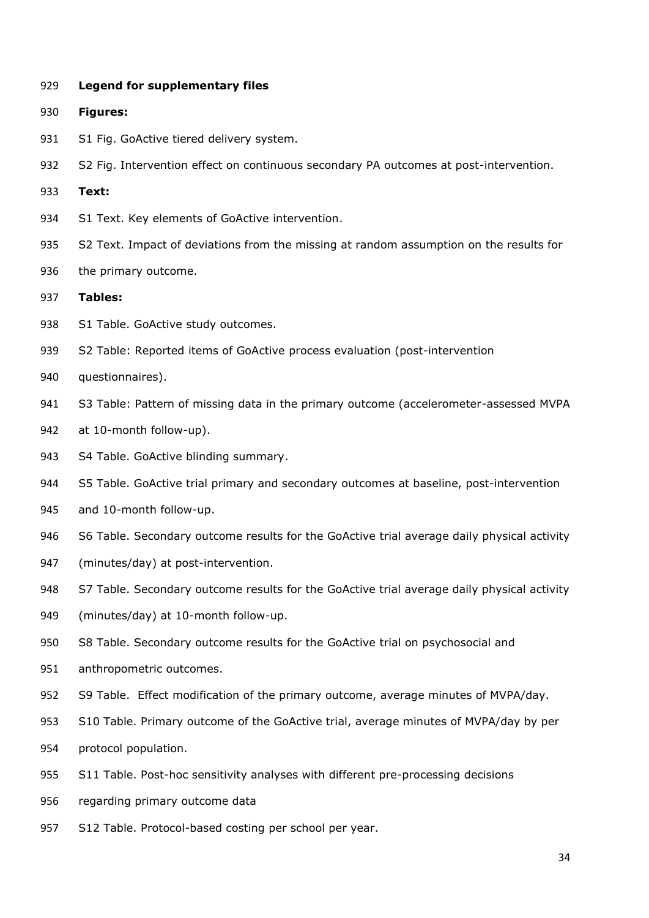**Legend for supplementary files**

**Figures:**

S1 Fig. GoActive tiered delivery system.

S2 Fig. Intervention effect on continuous secondary PA outcomes at post-intervention.

**Text:**

S1 Text. Key elements of GoActive intervention.

S2 Text. Impact of deviations from the missing at random assumption on the results for the primary outcome.

**Tables:**

S1 Table. GoActive study outcomes.

S2 Table: Reported items of GoActive process evaluation (post-intervention questionnaires).

S3 Table: Pattern of missing data in the primary outcome (accelerometer-assessed MVPA at 10-month follow-up).

S4 Table. GoActive blinding summary.

S5 Table. GoActive trial primary and secondary outcomes at baseline, post-intervention and 10-month follow-up.

S6 Table. Secondary outcome results for the GoActive trial average daily physical activity (minutes/day) at post-intervention.

S7 Table. Secondary outcome results for the GoActive trial average daily physical activity (minutes/day) at 10-month follow-up.

S8 Table. Secondary outcome results for the GoActive trial on psychosocial and anthropometric outcomes.

S9 Table. Effect modification of the primary outcome, average minutes of MVPA/day.

S10 Table. Primary outcome of the GoActive trial, average minutes of MVPA/day by per protocol population.

S11 Table. Post-hoc sensitivity analyses with different pre-processing decisions regarding primary outcome data

S12 Table. Protocol-based costing per school per year.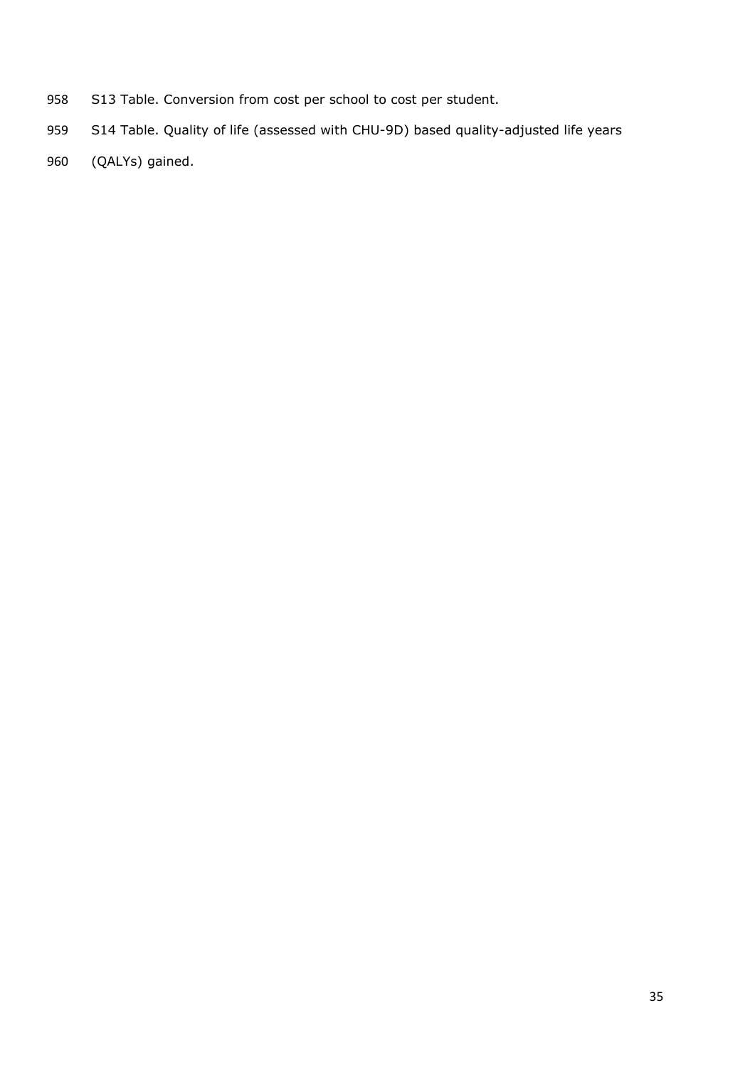S13 Table. Conversion from cost per school to cost per student.

S14 Table. Quality of life (assessed with CHU-9D) based quality-adjusted life years (QALYs) gained.